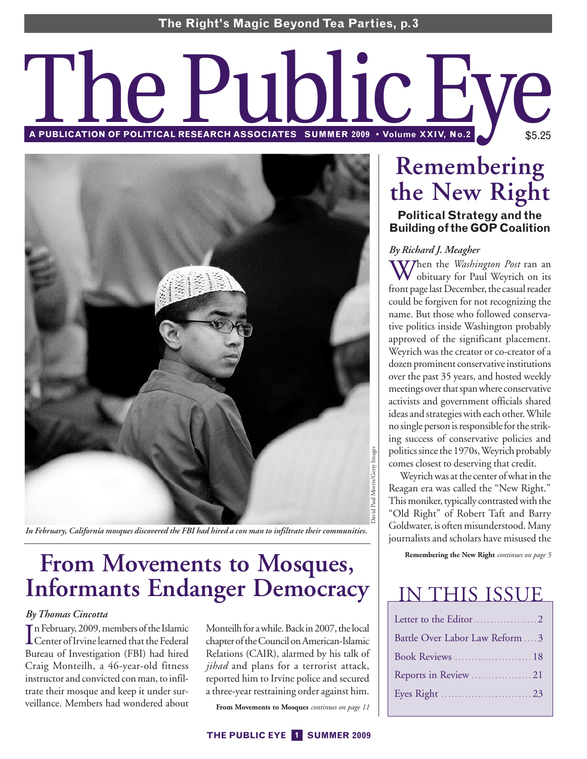The Right's Magic Beyond Tea Parties, p.3

# The Public Eye

A PUBLICATION OF POLITICAL RESEARCH ASSOCIATES SUMMER 2009 • Volume XXIV, No.2 $5.25

*In February, California mosques discovered the FBI had hired a con man to infiltrate their communities.*

David Paul Morris/Getty Images

# From Movements to Mosques, Informants Endanger Democracy

*By Thomas Cincotta*

In February, 2009, members of the Islamic Center of Irvine learned that the Federal Bureau of Investigation (FBI) had hired Craig Monteilh, a 46-year-old fitness instructor and convicted con man, to infiltrate their mosque and keep it under surveillance. Members had wondered about Monteilh for a while. Back in 2007, the local chapter of the Council on American-Islamic Relations (CAIR), alarmed by his talk of *jihad* and plans for a terrorist attack, reported him to Irvine police and secured a three-year restraining order against him.

**From Movements to Mosques** *continues on page 11*

# Remembering the New Right

### Political Strategy and the Building of the GOP Coalition

*By Richard J. Meagher*

When the *Washington Post* ran an obituary for Paul Weyrich on its front page last December, the casual reader could be forgiven for not recognizing the name. But those who followed conservative politics inside Washington probably approved of the significant placement. Weyrich was the creator or co-creator of a dozen prominent conservative institutions over the past 35 years, and hosted weekly meetings over that span where conservative activists and government officials shared ideas and strategies with each other. While no single person is responsible for the striking success of conservative policies and politics since the 1970s, Weyrich probably comes closest to deserving that credit.

Weyrich was at the center of what in the Reagan era was called the "New Right." This moniker, typically contrasted with the "Old Right" of Robert Taft and Barry Goldwater, is often misunderstood. Many journalists and scholars have misused the

**Remembering the New Right** *continues on page 5*

## IN THIS ISSUE

- Letter to the Editor .......... 2
- Battle Over Labor Law Reform .... 3
- Book Reviews .......... 18
- Reports in Review .......... 21
- Eyes Right .......... 23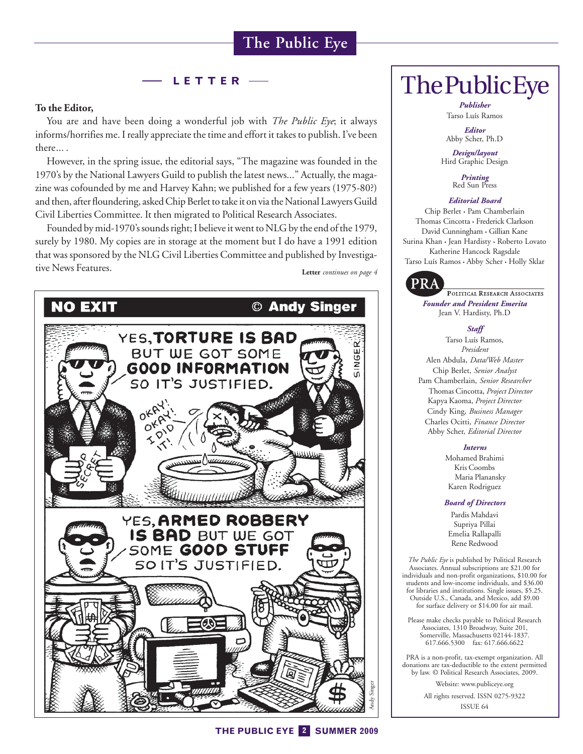## LETTER

**To the Editor,**

You are and have been doing a wonderful job with *The Public Eye*; it always informs/horrifies me. I really appreciate the time and effort it takes to publish. I've been there... .

However, in the spring issue, the editorial says, "The magazine was founded in the 1970's by the National Lawyers Guild to publish the latest news..." Actually, the magazine was cofounded by me and Harvey Kahn; we published for a few years (1975-80?) and then, after floundering, asked Chip Berlet to take it on via the National Lawyers Guild Civil Liberties Committee. It then migrated to Political Research Associates.

Founded by mid-1970's sounds right; I believe it went to NLG by the end of the 1979, surely by 1980. My copies are in storage at the moment but I do have a 1991 edition that was sponsored by the NLG Civil Liberties Committee and published by Investigative News Features.

**Letter** *continues on page 4*

**NO EXIT** © **Andy Singer**

YES, **TORTURE IS BAD** BUT WE GOT SOME **GOOD INFORMATION** SO IT'S JUSTIFIED.

OKAY! OKAY! I DID IT!

YES, **ARMED ROBBERY IS BAD** BUT WE GOT SOME **GOOD STUFF** SO IT'S JUSTIFIED.

# The Public Eye

***Publisher***
Tarso Luís Ramos

***Editor***
Abby Scher, Ph.D

***Design/layout***
Hird Graphic Design

***Printing***
Red Sun Press

***Editorial Board***
Chip Berlet • Pam Chamberlain
Thomas Cincotta • Frederick Clarkson
David Cunningham • Gillian Kane
Surina Khan • Jean Hardisty • Roberto Lovato
Katherine Hancock Ragsdale
Tarso Luís Ramos • Abby Scher • Holly Sklar

**PRA** POLITICAL RESEARCH ASSOCIATES

***Founder and President Emerita***
Jean V. Hardisty, Ph.D

***Staff***
Tarso Luís Ramos, *President*
Alen Abdula, *Data/Web Master*
Chip Berlet, *Senior Analyst*
Pam Chamberlain, *Senior Researcher*
Thomas Cincotta, *Project Director*
Kapya Kaoma, *Project Director*
Cindy King, *Business Manager*
Charles Ocitti, *Finance Director*
Abby Scher, *Editorial Director*

***Interns***
Mohamed Brahimi
Kris Coombs
Maria Planansky
Karen Rodriguez

***Board of Directors***
Pardis Mahdavi
Supriya Pillai
Emelia Rallapalli
Rene Redwood

*The Public Eye* is published by Political Research Associates. Annual subscriptions are $21.00 for individuals and non-profit organizations, $10.00 for students and low-income individuals, and $36.00 for libraries and institutions. Single issues, $5.25. Outside U.S., Canada, and Mexico, add $9.00 for surface delivery or $14.00 for air mail.

Please make checks payable to Political Research Associates, 1310 Broadway, Suite 201, Somerville, Massachusetts 02144-1837. 617.666.5300 fax: 617.666.6622

PRA is a non-profit, tax-exempt organization. All donations are tax-deductible to the extent permitted by law. © Political Research Associates, 2009.

Website: www.publiceye.org

All rights reserved. ISSN 0275-9322

ISSUE 64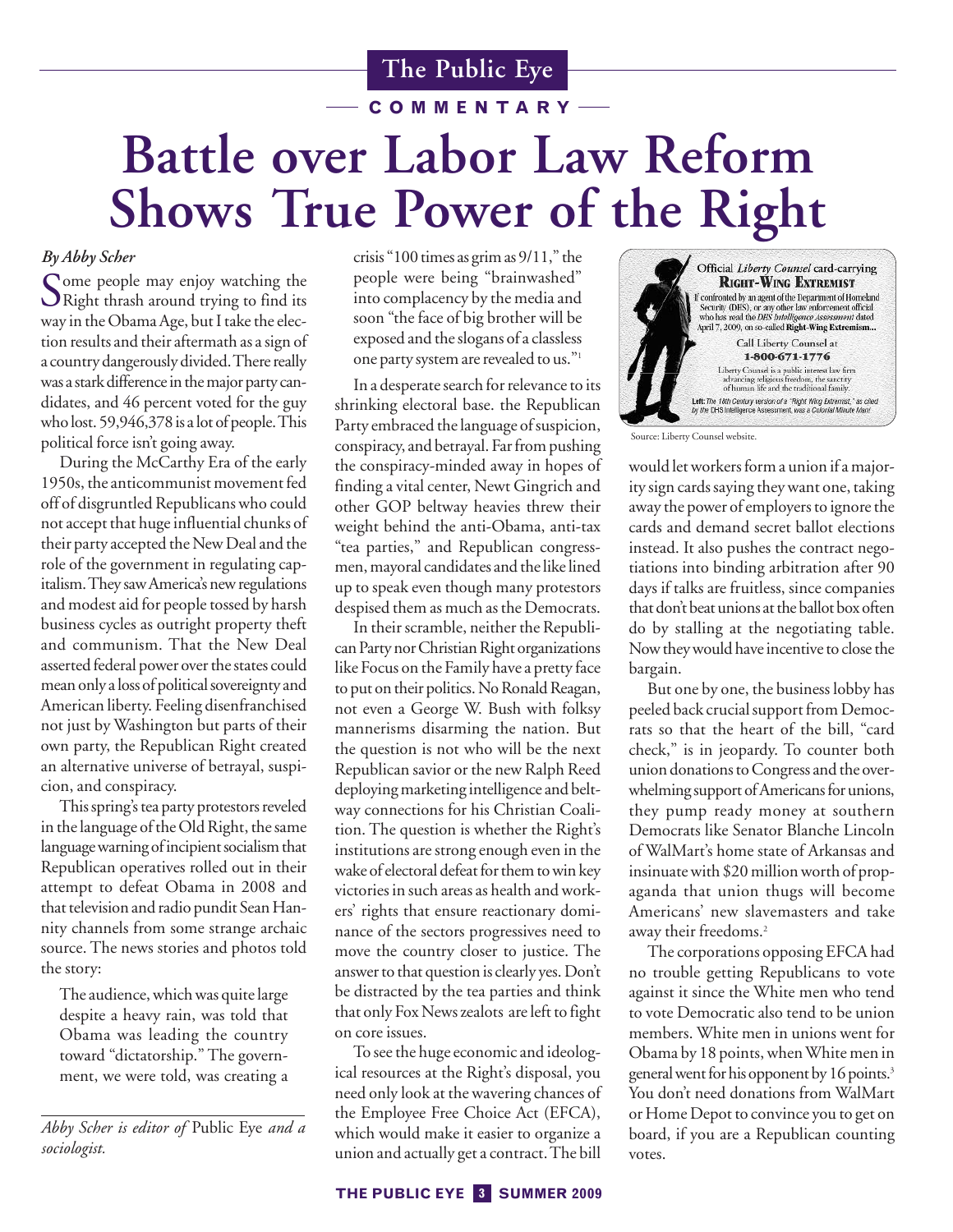COMMENTARY

# Battle over Labor Law Reform Shows True Power of the Right

*By Abby Scher*

Some people may enjoy watching the Right thrash around trying to find its way in the Obama Age, but I take the election results and their aftermath as a sign of a country dangerously divided. There really was a stark difference in the major party candidates, and 46 percent voted for the guy who lost. 59,946,378 is a lot of people. This political force isn't going away.

During the McCarthy Era of the early 1950s, the anticommunist movement fed off of disgruntled Republicans who could not accept that huge influential chunks of their party accepted the New Deal and the role of the government in regulating capitalism. They saw America's new regulations and modest aid for people tossed by harsh business cycles as outright property theft and communism. That the New Deal asserted federal power over the states could mean only a loss of political sovereignty and American liberty. Feeling disenfranchised not just by Washington but parts of their own party, the Republican Right created an alternative universe of betrayal, suspicion, and conspiracy.

This spring's tea party protestors reveled in the language of the Old Right, the same language warning of incipient socialism that Republican operatives rolled out in their attempt to defeat Obama in 2008 and that television and radio pundit Sean Hannity channels from some strange archaic source. The news stories and photos told the story:

> The audience, which was quite large despite a heavy rain, was told that Obama was leading the country toward "dictatorship." The government, we were told, was creating a crisis "100 times as grim as 9/11," the people were being "brainwashed" into complacency by the media and soon "the face of big brother will be exposed and the slogans of a classless one party system are revealed to us."[1]

*Abby Scher is editor of* Public Eye *and a sociologist.*

In a desperate search for relevance to its shrinking electoral base. the Republican Party embraced the language of suspicion, conspiracy, and betrayal. Far from pushing the conspiracy-minded away in hopes of finding a vital center, Newt Gingrich and other GOP beltway heavies threw their weight behind the anti-Obama, anti-tax "tea parties," and Republican congressmen, mayoral candidates and the like lined up to speak even though many protestors despised them as much as the Democrats.

In their scramble, neither the Republican Party nor Christian Right organizations like Focus on the Family have a pretty face to put on their politics. No Ronald Reagan, not even a George W. Bush with folksy mannerisms disarming the nation. But the question is not who will be the next Republican savior or the new Ralph Reed deploying marketing intelligence and beltway connections for his Christian Coalition. The question is whether the Right's institutions are strong enough even in the wake of electoral defeat for them to win key victories in such areas as health and workers' rights that ensure reactionary dominance of the sectors progressives need to move the country closer to justice. The answer to that question is clearly yes. Don't be distracted by the tea parties and think that only Fox News zealots are left to fight on core issues.

To see the huge economic and ideological resources at the Right's disposal, you need only look at the wavering chances of the Employee Free Choice Act (EFCA), which would make it easier to organize a union and actually get a contract. The bill would let workers form a union if a majority sign cards saying they want one, taking away the power of employers to ignore the cards and demand secret ballot elections instead. It also pushes the contract negotiations into binding arbitration after 90 days if talks are fruitless, since companies that don't beat unions at the ballot box often do by stalling at the negotiating table. Now they would have incentive to close the bargain.

Official *Liberty Counsel* card-carrying **RIGHT-WING EXTREMIST**

If confronted by an agent of the Department of Homeland Security (DHS), or any other law enforcement official who has read the *DHS Intelligence Assessment* dated April 7, 2009, on so-called **Right-Wing Extremism...**

Call Liberty Counsel at **1-800-671-1776**

Liberty Counsel is a public interest law firm advancing religious freedom, the sanctity of human life and the traditional family.

*Left: The 18th Century version of a "Right Wing Extremist," as cited by the DHS Intelligence Assessment, was a Colonial Minute Man!*

Source: Liberty Counsel website.

But one by one, the business lobby has peeled back crucial support from Democrats so that the heart of the bill, "card check," is in jeopardy. To counter both union donations to Congress and the overwhelming support of Americans for unions, they pump ready money at southern Democrats like Senator Blanche Lincoln of WalMart's home state of Arkansas and insinuate with $20 million worth of propaganda that union thugs will become Americans' new slavemasters and take away their freedoms.[2]

The corporations opposing EFCA had no trouble getting Republicans to vote against it since the White men who tend to vote Democratic also tend to be union members. White men in unions went for Obama by 18 points, when White men in general went for his opponent by 16 points.[3] You don't need donations from WalMart or Home Depot to convince you to get on board, if you are a Republican counting votes.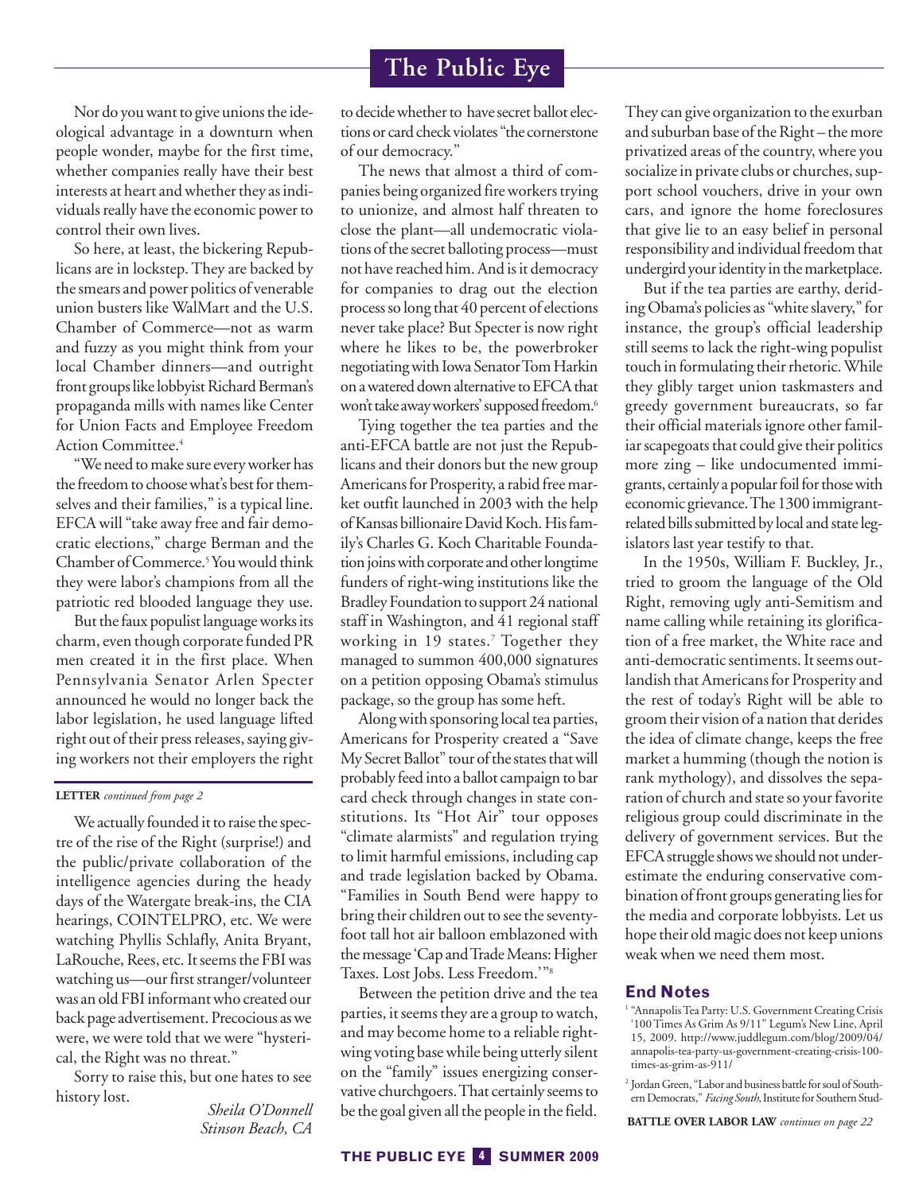Nor do you want to give unions the ideological advantage in a downturn when people wonder, maybe for the first time, whether companies really have their best interests at heart and whether they as individuals really have the economic power to control their own lives.

So here, at least, the bickering Republicans are in lockstep. They are backed by the smears and power politics of venerable union busters like WalMart and the U.S. Chamber of Commerce—not as warm and fuzzy as you might think from your local Chamber dinners—and outright front groups like lobbyist Richard Berman's propaganda mills with names like Center for Union Facts and Employee Freedom Action Committee.[4]

"We need to make sure every worker has the freedom to choose what's best for themselves and their families," is a typical line. EFCA will "take away free and fair democratic elections," charge Berman and the Chamber of Commerce.[5] You would think they were labor's champions from all the patriotic red blooded language they use.

But the faux populist language works its charm, even though corporate funded PR men created it in the first place. When Pennsylvania Senator Arlen Specter announced he would no longer back the labor legislation, he used language lifted right out of their press releases, saying giving workers not their employers the right to decide whether to have secret ballot elections or card check violates "the cornerstone of our democracy."

The news that almost a third of companies being organized fire workers trying to unionize, and almost half threaten to close the plant—all undemocratic violations of the secret balloting process—must not have reached him. And is it democracy for companies to drag out the election process so long that 40 percent of elections never take place? But Specter is now right where he likes to be, the powerbroker negotiating with Iowa Senator Tom Harkin on a watered down alternative to EFCA that won't take away workers' supposed freedom.[6]

Tying together the tea parties and the anti-EFCA battle are not just the Republicans and their donors but the new group Americans for Prosperity, a rabid free market outfit launched in 2003 with the help of Kansas billionaire David Koch. His family's Charles G. Koch Charitable Foundation joins with corporate and other longtime funders of right-wing institutions like the Bradley Foundation to support 24 national staff in Washington, and 41 regional staff working in 19 states.[7] Together they managed to summon 400,000 signatures on a petition opposing Obama's stimulus package, so the group has some heft.

Along with sponsoring local tea parties, Americans for Prosperity created a "Save My Secret Ballot" tour of the states that will probably feed into a ballot campaign to bar card check through changes in state constitutions. Its "Hot Air" tour opposes "climate alarmists" and regulation trying to limit harmful emissions, including cap and trade legislation backed by Obama. "Families in South Bend were happy to bring their children out to see the seventy-foot tall hot air balloon emblazoned with the message 'Cap and Trade Means: Higher Taxes. Lost Jobs. Less Freedom.'"[8]

Between the petition drive and the tea parties, it seems they are a group to watch, and may become home to a reliable right-wing voting base while being utterly silent on the "family" issues energizing conservative churchgoers. That certainly seems to be the goal given all the people in the field. They can give organization to the exurban and suburban base of the Right – the more privatized areas of the country, where you socialize in private clubs or churches, support school vouchers, drive in your own cars, and ignore the home foreclosures that give lie to an easy belief in personal responsibility and individual freedom that undergird your identity in the marketplace.

But if the tea parties are earthy, deriding Obama's policies as "white slavery," for instance, the group's official leadership still seems to lack the right-wing populist touch in formulating their rhetoric. While they glibly target union taskmasters and greedy government bureaucrats, so far their official materials ignore other familiar scapegoats that could give their politics more zing – like undocumented immigrants, certainly a popular foil for those with economic grievance. The 1300 immigrant-related bills submitted by local and state legislators last year testify to that.

In the 1950s, William F. Buckley, Jr., tried to groom the language of the Old Right, removing ugly anti-Semitism and name calling while retaining its glorification of a free market, the White race and anti-democratic sentiments. It seems outlandish that Americans for Prosperity and the rest of today's Right will be able to groom their vision of a nation that derides the idea of climate change, keeps the free market a humming (though the notion is rank mythology), and dissolves the separation of church and state so your favorite religious group could discriminate in the delivery of government services. But the EFCA struggle shows we should not underestimate the enduring conservative combination of front groups generating lies for the media and corporate lobbyists. Let us hope their old magic does not keep unions weak when we need them most.

**BATTLE OVER LABOR LAW** *continues on page 22*

---

**LETTER** *continued from page 2*

We actually founded it to raise the spectre of the rise of the Right (surprise!) and the public/private collaboration of the intelligence agencies during the heady days of the Watergate break-ins, the CIA hearings, COINTELPRO, etc. We were watching Phyllis Schlafly, Anita Bryant, LaRouche, Rees, etc. It seems the FBI was watching us—our first stranger/volunteer was an old FBI informant who created our back page advertisement. Precocious as we were, we were told that we were "hysterical, the Right was no threat."

Sorry to raise this, but one hates to see history lost.

*Sheila O'Donnell*
*Stinson Beach, CA*

---

## End Notes

1 "Annapolis Tea Party: U.S. Government Creating Crisis '100 Times As Grim As 9/11'" Legum's New Line, April 15, 2009. http://www.juddlegum.com/blog/2009/04/annapolis-tea-party-us-government-creating-crisis-100-times-as-grim-as-911/

2 Jordan Green, "Labor and business battle for soul of Southern Democrats," *Facing South,* Institute for Southern Stud-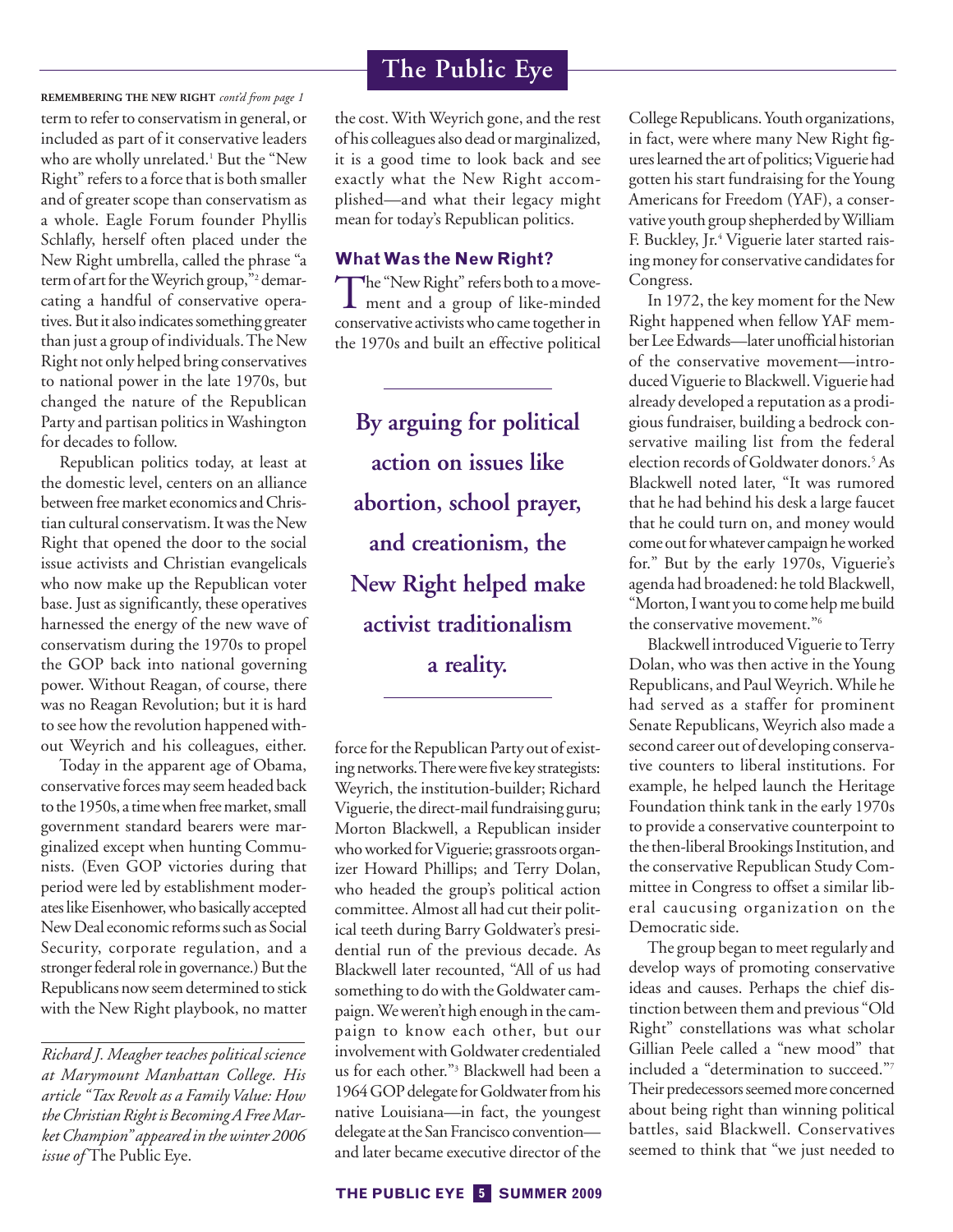**REMEMBERING THE NEW RIGHT** *cont'd from page 1*

term to refer to conservatism in general, or included as part of it conservative leaders who are wholly unrelated.[1] But the "New Right" refers to a force that is both smaller and of greater scope than conservatism as a whole. Eagle Forum founder Phyllis Schlafly, herself often placed under the New Right umbrella, called the phrase "a term of art for the Weyrich group,"[2] demarcating a handful of conservative operatives. But it also indicates something greater than just a group of individuals. The New Right not only helped bring conservatives to national power in the late 1970s, but changed the nature of the Republican Party and partisan politics in Washington for decades to follow.

Republican politics today, at least at the domestic level, centers on an alliance between free market economics and Christian cultural conservatism. It was the New Right that opened the door to the social issue activists and Christian evangelicals who now make up the Republican voter base. Just as significantly, these operatives harnessed the energy of the new wave of conservatism during the 1970s to propel the GOP back into national governing power. Without Reagan, of course, there was no Reagan Revolution; but it is hard to see how the revolution happened without Weyrich and his colleagues, either.

Today in the apparent age of Obama, conservative forces may seem headed back to the 1950s, a time when free market, small government standard bearers were marginalized except when hunting Communists. (Even GOP victories during that period were led by establishment moderates like Eisenhower, who basically accepted New Deal economic reforms such as Social Security, corporate regulation, and a stronger federal role in governance.) But the Republicans now seem determined to stick with the New Right playbook, no matter the cost. With Weyrich gone, and the rest of his colleagues also dead or marginalized, it is a good time to look back and see exactly what the New Right accomplished—and what their legacy might mean for today's Republican politics.

*Richard J. Meagher teaches political science at Marymount Manhattan College. His article "Tax Revolt as a Family Value: How the Christian Right is Becoming A Free Market Champion" appeared in the winter 2006 issue of* The Public Eye.

## What Was the New Right?

The "New Right" refers both to a movement and a group of like-minded conservative activists who came together in the 1970s and built an effective political force for the Republican Party out of existing networks. There were five key strategists: Weyrich, the institution-builder; Richard Viguerie, the direct-mail fundraising guru; Morton Blackwell, a Republican insider who worked for Viguerie; grassroots organizer Howard Phillips; and Terry Dolan, who headed the group's political action committee. Almost all had cut their political teeth during Barry Goldwater's presidential run of the previous decade. As Blackwell later recounted, "All of us had something to do with the Goldwater campaign. We weren't high enough in the campaign to know each other, but our involvement with Goldwater credentialed us for each other."[3] Blackwell had been a 1964 GOP delegate for Goldwater from his native Louisiana—in fact, the youngest delegate at the San Francisco convention—and later became executive director of the College Republicans. Youth organizations, in fact, were where many New Right figures learned the art of politics; Viguerie had gotten his start fundraising for the Young Americans for Freedom (YAF), a conservative youth group shepherded by William F. Buckley, Jr.[4] Viguerie later started raising money for conservative candidates for Congress.

> **By arguing for political action on issues like abortion, school prayer, and creationism, the New Right helped make activist traditionalism a reality.**

In 1972, the key moment for the New Right happened when fellow YAF member Lee Edwards—later unofficial historian of the conservative movement—introduced Viguerie to Blackwell. Viguerie had already developed a reputation as a prodigious fundraiser, building a bedrock conservative mailing list from the federal election records of Goldwater donors.[5] As Blackwell noted later, "It was rumored that he had behind his desk a large faucet that he could turn on, and money would come out for whatever campaign he worked for." But by the early 1970s, Viguerie's agenda had broadened: he told Blackwell, "Morton, I want you to come help me build the conservative movement."[6]

Blackwell introduced Viguerie to Terry Dolan, who was then active in the Young Republicans, and Paul Weyrich. While he had served as a staffer for prominent Senate Republicans, Weyrich also made a second career out of developing conservative counters to liberal institutions. For example, he helped launch the Heritage Foundation think tank in the early 1970s to provide a conservative counterpoint to the then-liberal Brookings Institution, and the conservative Republican Study Committee in Congress to offset a similar liberal caucusing organization on the Democratic side.

The group began to meet regularly and develop ways of promoting conservative ideas and causes. Perhaps the chief distinction between them and previous "Old Right" constellations was what scholar Gillian Peele called a "new mood" that included a "determination to succeed."[7] Their predecessors seemed more concerned about being right than winning political battles, said Blackwell. Conservatives seemed to think that "we just needed to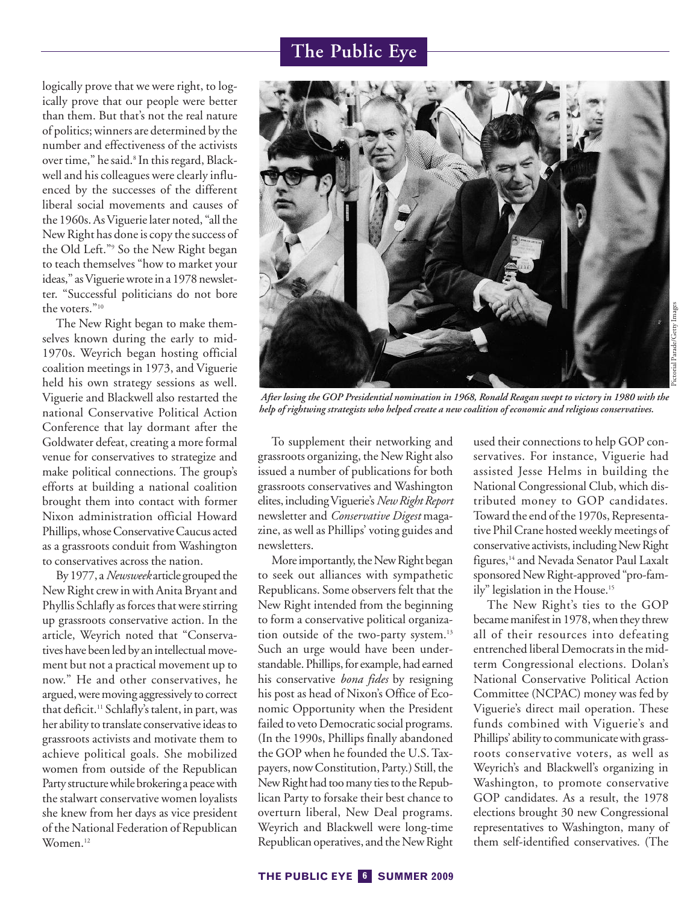logically prove that we were right, to logically prove that our people were better than them. But that's not the real nature of politics; winners are determined by the number and effectiveness of the activists over time," he said.[8] In this regard, Blackwell and his colleagues were clearly influenced by the successes of the different liberal social movements and causes of the 1960s. As Viguerie later noted, "all the New Right has done is copy the success of the Old Left."[9] So the New Right began to teach themselves "how to market your ideas," as Viguerie wrote in a 1978 newsletter. "Successful politicians do not bore the voters."[10]

The New Right began to make themselves known during the early to mid-1970s. Weyrich began hosting official coalition meetings in 1973, and Viguerie held his own strategy sessions as well. Viguerie and Blackwell also restarted the national Conservative Political Action Conference that lay dormant after the Goldwater defeat, creating a more formal venue for conservatives to strategize and make political connections. The group's efforts at building a national coalition brought them into contact with former Nixon administration official Howard Phillips, whose Conservative Caucus acted as a grassroots conduit from Washington to conservatives across the nation.

By 1977, a *Newsweek* article grouped the New Right crew in with Anita Bryant and Phyllis Schlafly as forces that were stirring up grassroots conservative action. In the article, Weyrich noted that "Conservatives have been led by an intellectual movement but not a practical movement up to now." He and other conservatives, he argued, were moving aggressively to correct that deficit.[11] Schlafly's talent, in part, was her ability to translate conservative ideas to grassroots activists and motivate them to achieve political goals. She mobilized women from outside of the Republican Party structure while brokering a peace with the stalwart conservative women loyalists she knew from her days as vice president of the National Federation of Republican Women.[12]

*After losing the GOP Presidential nomination in 1968, Ronald Reagan swept to victory in 1980 with the help of rightwing strategists who helped create a new coalition of economic and religious conservatives.*

Pictorial Parade/Getty Images

To supplement their networking and grassroots organizing, the New Right also issued a number of publications for both grassroots conservatives and Washington elites, including Viguerie's *New Right Report* newsletter and *Conservative Digest* magazine, as well as Phillips' voting guides and newsletters.

More importantly, the New Right began to seek out alliances with sympathetic Republicans. Some observers felt that the New Right intended from the beginning to form a conservative political organization outside of the two-party system.[13] Such an urge would have been understandable. Phillips, for example, had earned his conservative *bona fides* by resigning his post as head of Nixon's Office of Economic Opportunity when the President failed to veto Democratic social programs. (In the 1990s, Phillips finally abandoned the GOP when he founded the U.S. Taxpayers, now Constitution, Party.) Still, the New Right had too many ties to the Republican Party to forsake their best chance to overturn liberal, New Deal programs. Weyrich and Blackwell were long-time Republican operatives, and the New Right used their connections to help GOP conservatives. For instance, Viguerie had assisted Jesse Helms in building the National Congressional Club, which distributed money to GOP candidates. Toward the end of the 1970s, Representative Phil Crane hosted weekly meetings of conservative activists, including New Right figures,[14] and Nevada Senator Paul Laxalt sponsored New Right-approved "pro-family" legislation in the House.[15]

The New Right's ties to the GOP became manifest in 1978, when they threw all of their resources into defeating entrenched liberal Democrats in the midterm Congressional elections. Dolan's National Conservative Political Action Committee (NCPAC) money was fed by Viguerie's direct mail operation. These funds combined with Viguerie's and Phillips' ability to communicate with grassroots conservative voters, as well as Weyrich's and Blackwell's organizing in Washington, to promote conservative GOP candidates. As a result, the 1978 elections brought 30 new Congressional representatives to Washington, many of them self-identified conservatives. (The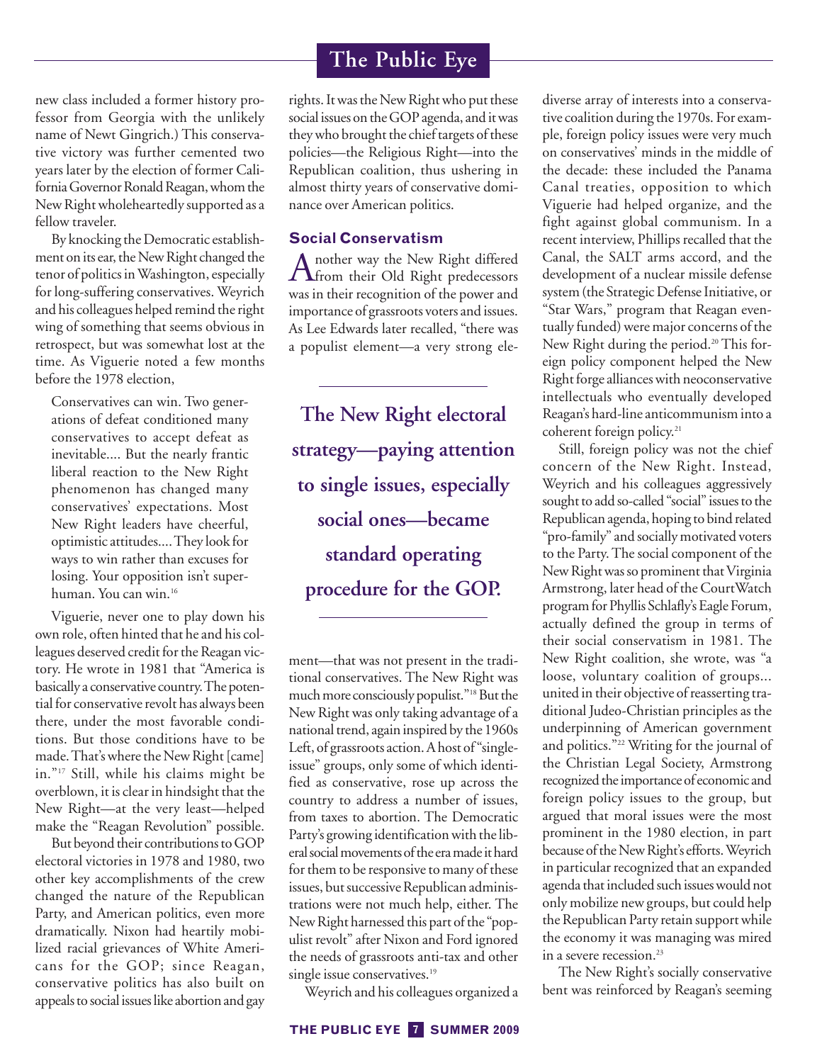new class included a former history professor from Georgia with the unlikely name of Newt Gingrich.) This conservative victory was further cemented two years later by the election of former California Governor Ronald Reagan, whom the New Right wholeheartedly supported as a fellow traveler.

By knocking the Democratic establishment on its ear, the New Right changed the tenor of politics in Washington, especially for long-suffering conservatives. Weyrich and his colleagues helped remind the right wing of something that seems obvious in retrospect, but was somewhat lost at the time. As Viguerie noted a few months before the 1978 election,

> Conservatives can win. Two generations of defeat conditioned many conservatives to accept defeat as inevitable.... But the nearly frantic liberal reaction to the New Right phenomenon has changed many conservatives' expectations. Most New Right leaders have cheerful, optimistic attitudes.... They look for ways to win rather than excuses for losing. Your opposition isn't superhuman. You can win.[16]

Viguerie, never one to play down his own role, often hinted that he and his colleagues deserved credit for the Reagan victory. He wrote in 1981 that "America is basically a conservative country. The potential for conservative revolt has always been there, under the most favorable conditions. But those conditions have to be made. That's where the New Right [came] in."[17] Still, while his claims might be overblown, it is clear in hindsight that the New Right—at the very least—helped make the "Reagan Revolution" possible.

But beyond their contributions to GOP electoral victories in 1978 and 1980, two other key accomplishments of the crew changed the nature of the Republican Party, and American politics, even more dramatically. Nixon had heartily mobilized racial grievances of White Americans for the GOP; since Reagan, conservative politics has also built on appeals to social issues like abortion and gay rights. It was the New Right who put these social issues on the GOP agenda, and it was they who brought the chief targets of these policies—the Religious Right—into the Republican coalition, thus ushering in almost thirty years of conservative dominance over American politics.

### Social Conservatism

Another way the New Right differed from their Old Right predecessors was in their recognition of the power and importance of grassroots voters and issues. As Lee Edwards later recalled, "there was a populist element—a very strong element—that was not present in the traditional conservatives. The New Right was much more consciously populist."[18] But the New Right was only taking advantage of a national trend, again inspired by the 1960s Left, of grassroots action. A host of "single-issue" groups, only some of which identified as conservative, rose up across the country to address a number of issues, from taxes to abortion. The Democratic Party's growing identification with the liberal social movements of the era made it hard for them to be responsive to many of these issues, but successive Republican administrations were not much help, either. The New Right harnessed this part of the "populist revolt" after Nixon and Ford ignored the needs of grassroots anti-tax and other single issue conservatives.[19]

**The New Right electoral strategy—paying attention to single issues, especially social ones—became standard operating procedure for the GOP.**

Weyrich and his colleagues organized a diverse array of interests into a conservative coalition during the 1970s. For example, foreign policy issues were very much on conservatives' minds in the middle of the decade: these included the Panama Canal treaties, opposition to which Viguerie had helped organize, and the fight against global communism. In a recent interview, Phillips recalled that the Canal, the SALT arms accord, and the development of a nuclear missile defense system (the Strategic Defense Initiative, or "Star Wars," program that Reagan eventually funded) were major concerns of the New Right during the period.[20] This foreign policy component helped the New Right forge alliances with neoconservative intellectuals who eventually developed Reagan's hard-line anticommunism into a coherent foreign policy.[21]

Still, foreign policy was not the chief concern of the New Right. Instead, Weyrich and his colleagues aggressively sought to add so-called "social" issues to the Republican agenda, hoping to bind related "pro-family" and socially motivated voters to the Party. The social component of the New Right was so prominent that Virginia Armstrong, later head of the CourtWatch program for Phyllis Schlafly's Eagle Forum, actually defined the group in terms of their social conservatism in 1981. The New Right coalition, she wrote, was "a loose, voluntary coalition of groups... united in their objective of reasserting traditional Judeo-Christian principles as the underpinning of American government and politics."[22] Writing for the journal of the Christian Legal Society, Armstrong recognized the importance of economic and foreign policy issues to the group, but argued that moral issues were the most prominent in the 1980 election, in part because of the New Right's efforts. Weyrich in particular recognized that an expanded agenda that included such issues would not only mobilize new groups, but could help the Republican Party retain support while the economy it was managing was mired in a severe recession.[23]

The New Right's socially conservative bent was reinforced by Reagan's seeming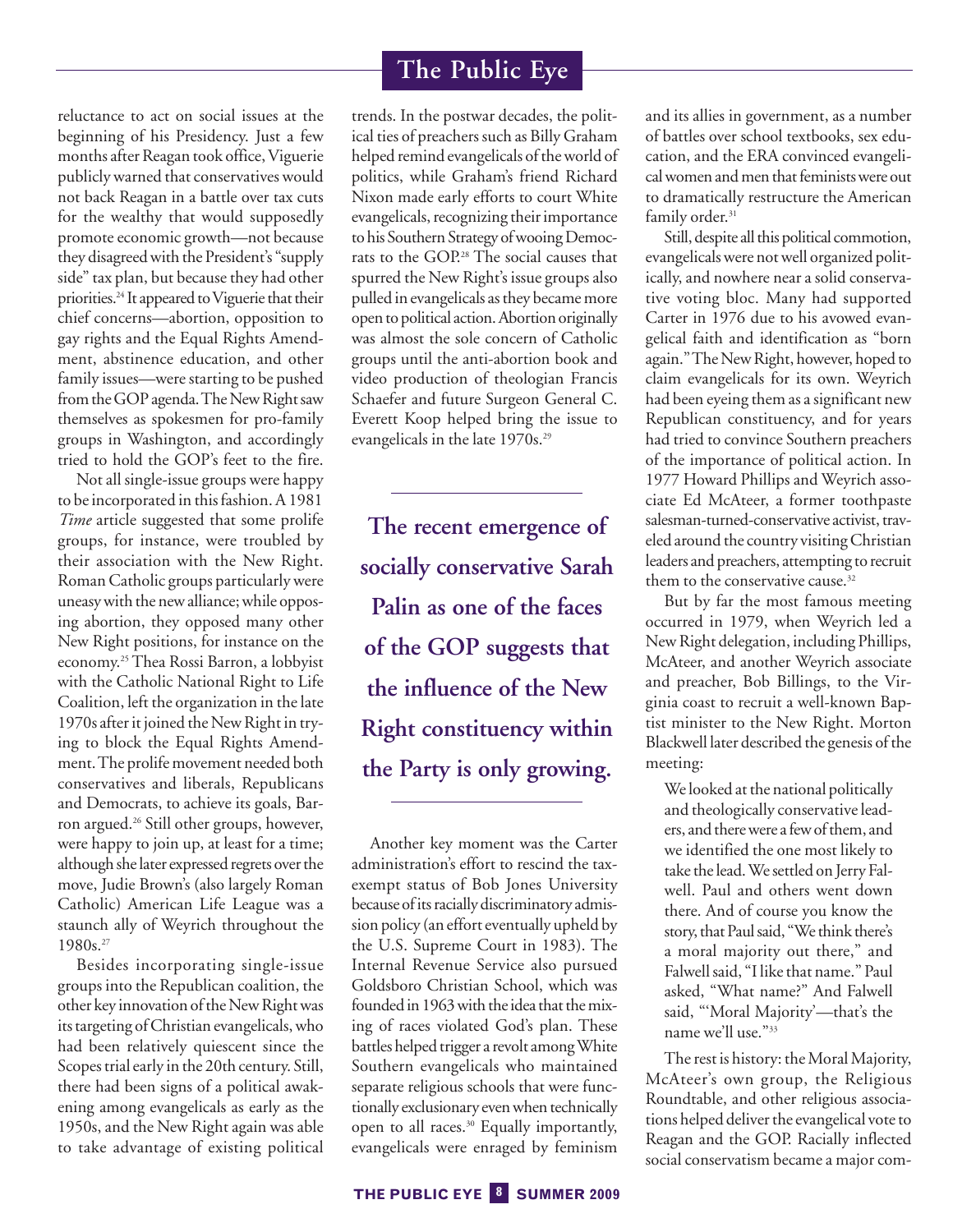reluctance to act on social issues at the beginning of his Presidency. Just a few months after Reagan took office, Viguerie publicly warned that conservatives would not back Reagan in a battle over tax cuts for the wealthy that would supposedly promote economic growth—not because they disagreed with the President's "supply side" tax plan, but because they had other priorities.[24] It appeared to Viguerie that their chief concerns—abortion, opposition to gay rights and the Equal Rights Amendment, abstinence education, and other family issues—were starting to be pushed from the GOP agenda. The New Right saw themselves as spokesmen for pro-family groups in Washington, and accordingly tried to hold the GOP's feet to the fire.

Not all single-issue groups were happy to be incorporated in this fashion. A 1981 *Time* article suggested that some prolife groups, for instance, were troubled by their association with the New Right. Roman Catholic groups particularly were uneasy with the new alliance; while opposing abortion, they opposed many other New Right positions, for instance on the economy.[25] Thea Rossi Barron, a lobbyist with the Catholic National Right to Life Coalition, left the organization in the late 1970s after it joined the New Right in trying to block the Equal Rights Amendment. The prolife movement needed both conservatives and liberals, Republicans and Democrats, to achieve its goals, Barron argued.[26] Still other groups, however, were happy to join up, at least for a time; although she later expressed regrets over the move, Judie Brown's (also largely Roman Catholic) American Life League was a staunch ally of Weyrich throughout the 1980s.[27]

Besides incorporating single-issue groups into the Republican coalition, the other key innovation of the New Right was its targeting of Christian evangelicals, who had been relatively quiescent since the Scopes trial early in the 20th century. Still, there had been signs of a political awakening among evangelicals as early as the 1950s, and the New Right again was able to take advantage of existing political trends. In the postwar decades, the political ties of preachers such as Billy Graham helped remind evangelicals of the world of politics, while Graham's friend Richard Nixon made early efforts to court White evangelicals, recognizing their importance to his Southern Strategy of wooing Democrats to the GOP.[28] The social causes that spurred the New Right's issue groups also pulled in evangelicals as they became more open to political action. Abortion originally was almost the sole concern of Catholic groups until the anti-abortion book and video production of theologian Francis Schaefer and future Surgeon General C. Everett Koop helped bring the issue to evangelicals in the late 1970s.[29]

**The recent emergence of socially conservative Sarah Palin as one of the faces of the GOP suggests that the influence of the New Right constituency within the Party is only growing.**

Another key moment was the Carter administration's effort to rescind the tax-exempt status of Bob Jones University because of its racially discriminatory admission policy (an effort eventually upheld by the U.S. Supreme Court in 1983). The Internal Revenue Service also pursued Goldsboro Christian School, which was founded in 1963 with the idea that the mixing of races violated God's plan. These battles helped trigger a revolt among White Southern evangelicals who maintained separate religious schools that were functionally exclusionary even when technically open to all races.[30] Equally importantly, evangelicals were enraged by feminism and its allies in government, as a number of battles over school textbooks, sex education, and the ERA convinced evangelical women and men that feminists were out to dramatically restructure the American family order.[31]

Still, despite all this political commotion, evangelicals were not well organized politically, and nowhere near a solid conservative voting bloc. Many had supported Carter in 1976 due to his avowed evangelical faith and identification as "born again." The New Right, however, hoped to claim evangelicals for its own. Weyrich had been eyeing them as a significant new Republican constituency, and for years had tried to convince Southern preachers of the importance of political action. In 1977 Howard Phillips and Weyrich associate Ed McAteer, a former toothpaste salesman-turned-conservative activist, traveled around the country visiting Christian leaders and preachers, attempting to recruit them to the conservative cause.[32]

But by far the most famous meeting occurred in 1979, when Weyrich led a New Right delegation, including Phillips, McAteer, and another Weyrich associate and preacher, Bob Billings, to the Virginia coast to recruit a well-known Baptist minister to the New Right. Morton Blackwell later described the genesis of the meeting:

> We looked at the national politically and theologically conservative leaders, and there were a few of them, and we identified the one most likely to take the lead. We settled on Jerry Falwell. Paul and others went down there. And of course you know the story, that Paul said, "We think there's a moral majority out there," and Falwell said, "I like that name." Paul asked, "What name?" And Falwell said, "'Moral Majority'—that's the name we'll use."[33]

The rest is history: the Moral Majority, McAteer's own group, the Religious Roundtable, and other religious associations helped deliver the evangelical vote to Reagan and the GOP. Racially inflected social conservatism became a major com-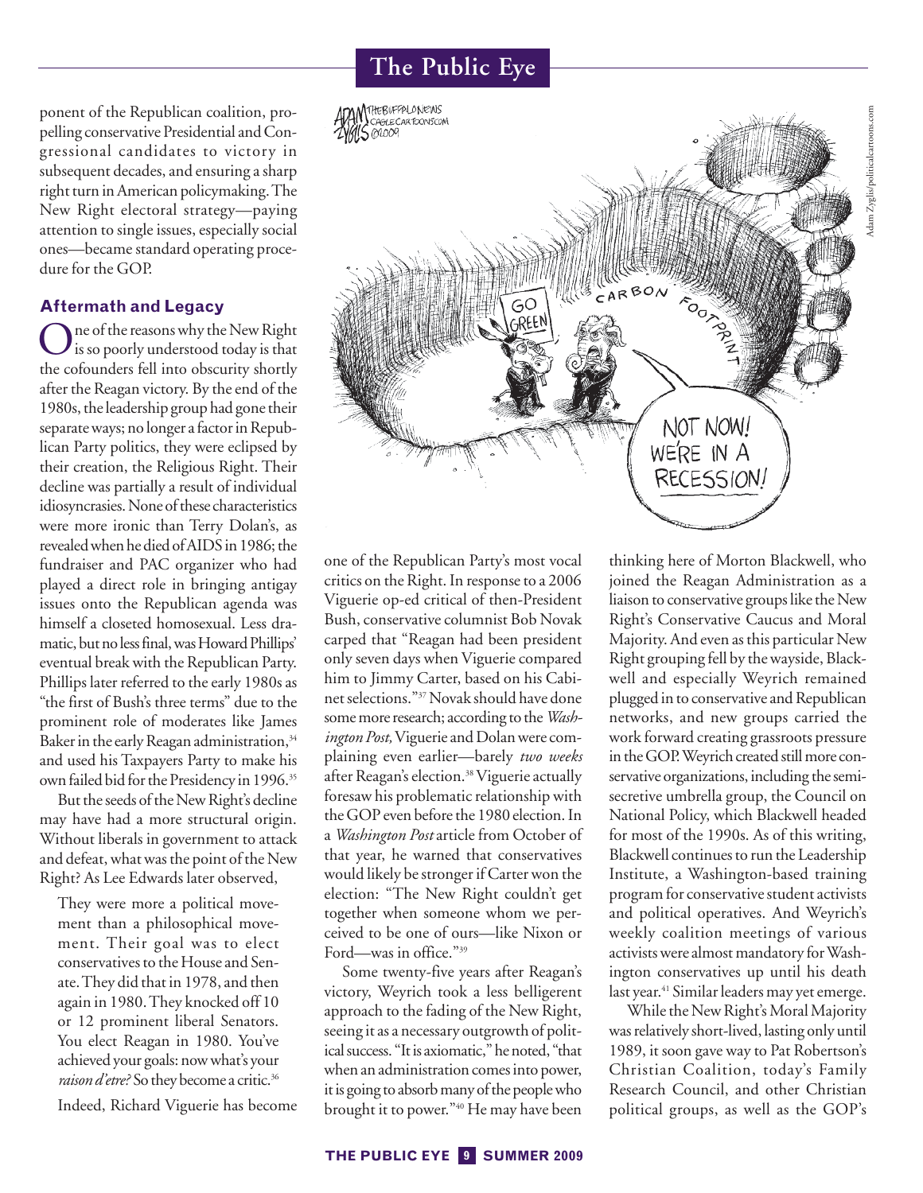ponent of the Republican coalition, propelling conservative Presidential and Congressional candidates to victory in subsequent decades, and ensuring a sharp right turn in American policymaking. The New Right electoral strategy—paying attention to single issues, especially social ones—became standard operating procedure for the GOP.

### Aftermath and Legacy

One of the reasons why the New Right is so poorly understood today is that the cofounders fell into obscurity shortly after the Reagan victory. By the end of the 1980s, the leadership group had gone their separate ways; no longer a factor in Republican Party politics, they were eclipsed by their creation, the Religious Right. Their decline was partially a result of individual idiosyncrasies. None of these characteristics were more ironic than Terry Dolan's, as revealed when he died of AIDS in 1986; the fundraiser and PAC organizer who had played a direct role in bringing antigay issues onto the Republican agenda was himself a closeted homosexual. Less dramatic, but no less final, was Howard Phillips' eventual break with the Republican Party. Phillips later referred to the early 1980s as "the first of Bush's three terms" due to the prominent role of moderates like James Baker in the early Reagan administration,[34] and used his Taxpayers Party to make his own failed bid for the Presidency in 1996.[35]

But the seeds of the New Right's decline may have had a more structural origin. Without liberals in government to attack and defeat, what was the point of the New Right? As Lee Edwards later observed,

> They were more a political movement than a philosophical movement. Their goal was to elect conservatives to the House and Senate. They did that in 1978, and then again in 1980. They knocked off 10 or 12 prominent liberal Senators. You elect Reagan in 1980. You've achieved your goals: now what's your *raison d'etre?* So they become a critic.[36]

Indeed, Richard Viguerie has become one of the Republican Party's most vocal critics on the Right. In response to a 2006 Viguerie op-ed critical of then-President Bush, conservative columnist Bob Novak carped that "Reagan had been president only seven days when Viguerie compared him to Jimmy Carter, based on his Cabinet selections."[37] Novak should have done some more research; according to the *Washington Post,* Viguerie and Dolan were complaining even earlier—barely *two weeks* after Reagan's election.[38] Viguerie actually foresaw his problematic relationship with the GOP even before the 1980 election. In a *Washington Post* article from October of that year, he warned that conservatives would likely be stronger if Carter won the election: "The New Right couldn't get together when someone whom we perceived to be one of ours—like Nixon or Ford—was in office."[39]

Some twenty-five years after Reagan's victory, Weyrich took a less belligerent approach to the fading of the New Right, seeing it as a necessary outgrowth of political success. "It is axiomatic," he noted, "that when an administration comes into power, it is going to absorb many of the people who brought it to power."[40] He may have been thinking here of Morton Blackwell, who joined the Reagan Administration as a liaison to conservative groups like the New Right's Conservative Caucus and Moral Majority. And even as this particular New Right grouping fell by the wayside, Blackwell and especially Weyrich remained plugged in to conservative and Republican networks, and new groups carried the work forward creating grassroots pressure in the GOP. Weyrich created still more conservative organizations, including the semi-secretive umbrella group, the Council on National Policy, which Blackwell headed for most of the 1990s. As of this writing, Blackwell continues to run the Leadership Institute, a Washington-based training program for conservative student activists and political operatives. And Weyrich's weekly coalition meetings of various activists were almost mandatory for Washington conservatives up until his death last year.[41] Similar leaders may yet emerge.

While the New Right's Moral Majority was relatively short-lived, lasting only until 1989, it soon gave way to Pat Robertson's Christian Coalition, today's Family Research Council, and other Christian political groups, as well as the GOP's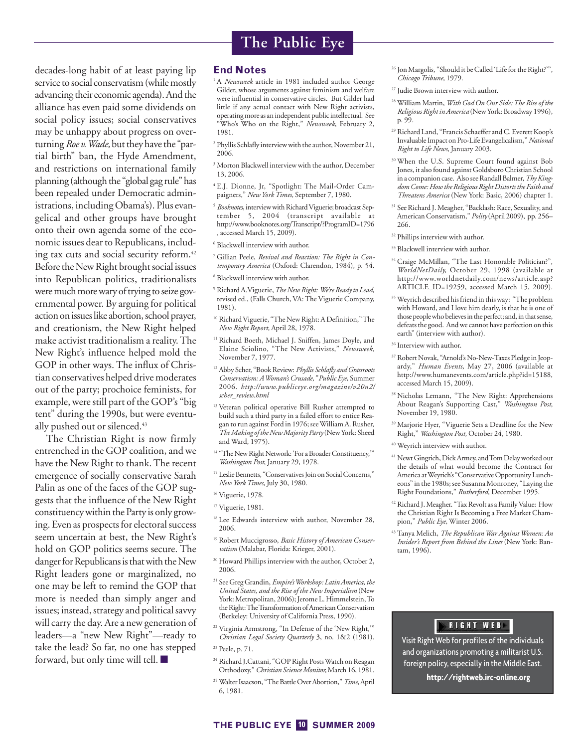decades-long habit of at least paying lip service to social conservatism (while mostly advancing their economic agenda). And the alliance has even paid some dividends on social policy issues; social conservatives may be unhappy about progress on overturning *Roe v. Wade,* but they have the "partial birth" ban, the Hyde Amendment, and restrictions on international family planning (although the "global gag rule" has been repealed under Democratic administrations, including Obama's). Plus evangelical and other groups have brought onto their own agenda some of the economic issues dear to Republicans, including tax cuts and social security reform.[42] Before the New Right brought social issues into Republican politics, traditionalists were much more wary of trying to seize governmental power. By arguing for political action on issues like abortion, school prayer, and creationism, the New Right helped make activist traditionalism a reality. The New Right's influence helped mold the GOP in other ways. The influx of Christian conservatives helped drive moderates out of the party; prochoice feminists, for example, were still part of the GOP's "big tent" during the 1990s, but were eventually pushed out or silenced.[43]

The Christian Right is now firmly entrenched in the GOP coalition, and we have the New Right to thank. The recent emergence of socially conservative Sarah Palin as one of the faces of the GOP suggests that the influence of the New Right constituency within the Party is only growing. Even as prospects for electoral success seem uncertain at best, the New Right's hold on GOP politics seems secure. The danger for Republicans is that with the New Right leaders gone or marginalized, no one may be left to remind the GOP that more is needed than simply anger and issues; instead, strategy and political savvy will carry the day. Are a new generation of leaders—a "new New Right"—ready to take the lead? So far, no one has stepped forward, but only time will tell. ■

## End Notes

[1] A *Newsweek* article in 1981 included author George Gilder, whose arguments against feminism and welfare were influential in conservative circles. But Gilder had little if any actual contact with New Right activists, operating more as an independent public intellectual. See "Who's Who on the Right," *Newsweek,* February 2, 1981.

[2] Phyllis Schlafly interview with the author, November 21, 2006.

[3] Morton Blackwell interview with the author, December 13, 2006.

[4] E.J. Dionne, Jr, "Spotlight: The Mail-Order Campaigners," *New York Times,* September 7, 1980.

[5] *Booknotes*, interview with Richard Viguerie; broadcast September 5, 2004 (transcript available at http://www.booknotes.org/Transcript/?ProgramID=1796 , accessed March 15, 2009).

[6] Blackwell interview with author.

[7] Gillian Peele, *Revival and Reaction: The Right in Contemporary America* (Oxford: Clarendon, 1984), p. 54.

[8] Blackwell interview with author.

[9] Richard A. Viguerie, *The New Right: We're Ready to Lead,* revised ed., (Falls Church, VA: The Viguerie Company, 1981).

[10] Richard Viguerie, "The New Right: A Definition," The *New Right Report,* April 28, 1978.

[11] Richard Boeth, Michael J. Sniffen, James Doyle, and Elaine Sciolino, "The New Activists," *Newsweek,* November 7, 1977.

[12] Abby Scher, "Book Review: *Phyllis Schlafly and Grassroots Conservatism: A Woman's Crusade," Public Eye,* Summer 2006. *http://www.publiceye.org/magazine/v20n2/scher_review.html*

[13] Veteran political operative Bill Rusher attempted to build such a third party in a failed effort to entice Reagan to run against Ford in 1976; see William A. Rusher, *The Making of the New Majority Party* (New York: Sheed and Ward, 1975).

[14] "The New Right Network: 'For a Broader Constituency,'" *Washington Post,* January 29, 1978.

[15] Leslie Bennetts, "Conservatives Join on Social Concerns," *New York Times,* July 30, 1980.

[16] Viguerie, 1978.

[17] Viguerie, 1981.

[18] Lee Edwards interview with author, November 28, 2006.

[19] Robert Muccigrosso, *Basic History of American Conservatism* (Malabar, Florida: Krieger, 2001).

[20] Howard Phillips interview with the author, October 2, 2006.

[21] See Greg Grandin, *Empire's Workshop: Latin America, the United States, and the Rise of the New Imperialism* (New York: Metropolitan, 2006); Jerome L. Himmelstein, To the Right: The Transformation of American Conservatism (Berkeley: University of California Press, 1990).

[22] Virginia Armstrong, "In Defense of the 'New Right,'" *Christian Legal Society Quarterly* 3, no. 1&2 (1981).

[23] Peele, p. 71.

[24] Richard J. Cattani, "GOP Right Posts Watch on Reagan Orthodoxy," *Christian Science Monitor,* March 16, 1981.

[25] Walter Isaacson, "The Battle Over Abortion," *Time,* April 6, 1981.

[26] Jon Margolis, "Should it be Called 'Life for the Right?'", *Chicago Tribune,* 1979.

[27] Judie Brown interview with author.

[28] William Martin, *With God On Our Side: The Rise of the Religious Right in America* (New York: Broadway 1996), p. 99.

[29] Richard Land, "Francis Schaeffer and C. Everett Koop's Invaluable Impact on Pro-Life Evangelicalism," *National Right to Life News,* January 2003.

[30] When the U.S. Supreme Court found against Bob Jones, it also found against Goldsboro Christian School in a companion case. Also see Randall Balmer, *Thy Kingdom Come: How the Religious Right Distorts the Faith and Threatens America* (New York: Basic, 2006) chapter 1.

[31] See Richard J. Meagher, "Backlash: Race, Sexuality, and American Conservatism," *Polity* (April 2009), pp. 256–266.

[32] Phillips interview with author.

[33] Blackwell interview with author.

[34] Craige McMillan, "The Last Honorable Politician?", *WorldNetDaily,* October 29, 1998 (available at http://www.worldnetdaily.com/news/article.asp?ARTICLE_ID=19259, accessed March 15, 2009).

[35] Weyrich described his friend in this way: "The problem with Howard, and I love him dearly, is that he is one of those people who believes in the perfect; and, in that sense, defeats the good. And we cannot have perfection on this earth" (interview with author).

[36] Interview with author.

[37] Robert Novak, "Arnold's No-New-Taxes Pledge in Jeopardy," *Human Events,* May 27, 2006 (available at http://www.humanevents.com/article.php?id=15188, accessed March 15, 2009).

[38] Nicholas Lemann, "The New Right: Apprehensions About Reagan's Supporting Cast," *Washington Post,* November 19, 1980.

[39] Marjorie Hyer, "Viguerie Sets a Deadline for the New Right," *Washington Post,* October 24, 1980.

[40] Weyrich interview with author.

[41] Newt Gingrich, Dick Armey, and Tom Delay worked out the details of what would become the Contract for America at Weyrich's "Conservative Opportunity Luncheons" in the 1980s; see Susanna Monroney, "Laying the Right Foundations," *Rutherford,* December 1995.

[42] Richard J. Meagher. "Tax Revolt as a Family Value: How the Christian Right Is Becoming a Free Market Champion," *Public Eye,* Winter 2006.

[43] Tanya Melich, *The Republican War Against Women: An Insider's Report from Behind the Lines* (New York: Bantam, 1996).

**RIGHT WEB**

Visit Right Web for profiles of the individuals and organizations promoting a militarist U.S. foreign policy, especially in the Middle East.

**http://rightweb.irc-online.org**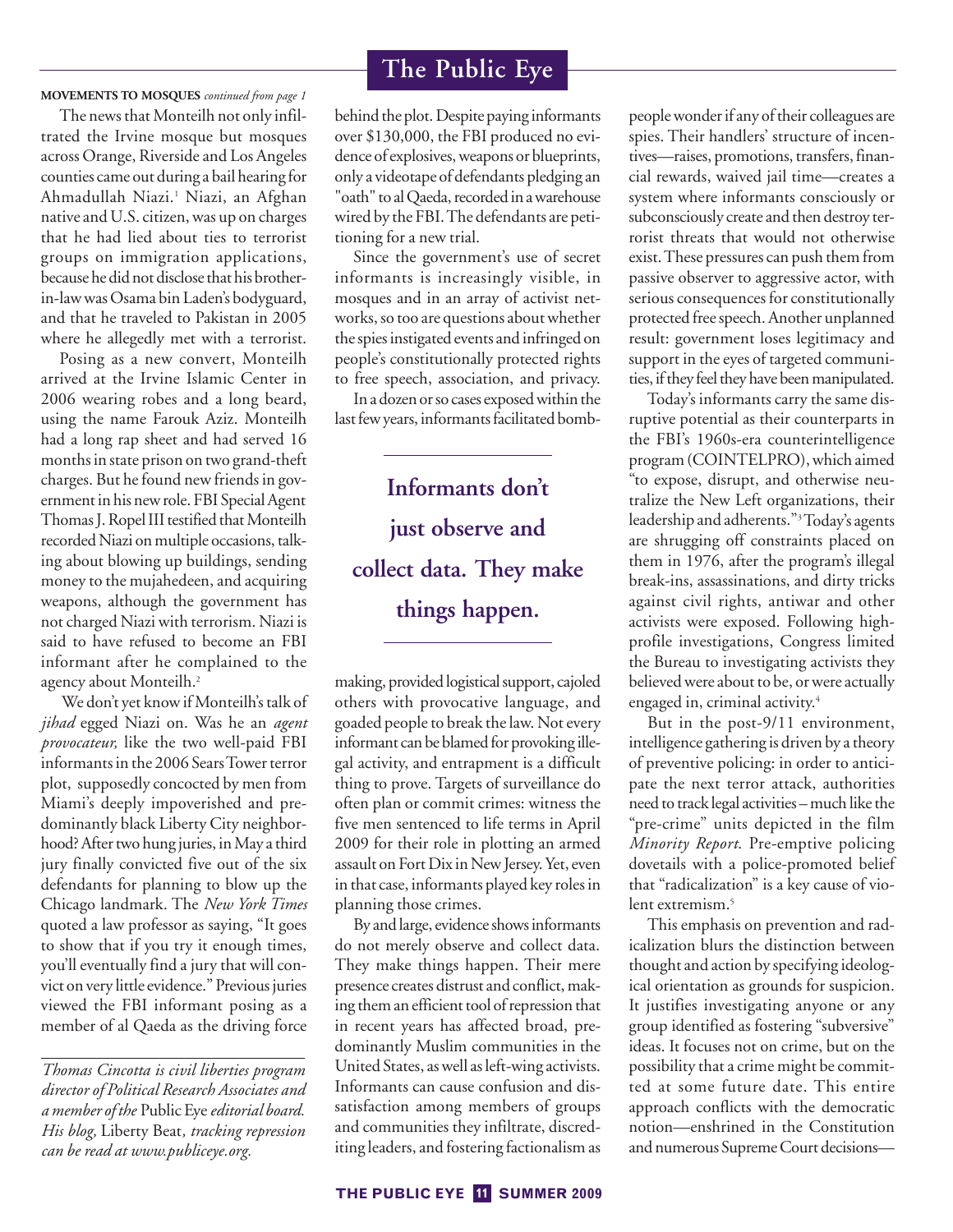**MOVEMENTS TO MOSQUES** *continued from page 1*

The news that Monteilh not only infiltrated the Irvine mosque but mosques across Orange, Riverside and Los Angeles counties came out during a bail hearing for Ahmadullah Niazi.[1] Niazi, an Afghan native and U.S. citizen, was up on charges that he had lied about ties to terrorist groups on immigration applications, because he did not disclose that his brother-in-law was Osama bin Laden's bodyguard, and that he traveled to Pakistan in 2005 where he allegedly met with a terrorist.

Posing as a new convert, Monteilh arrived at the Irvine Islamic Center in 2006 wearing robes and a long beard, using the name Farouk Aziz. Monteilh had a long rap sheet and had served 16 months in state prison on two grand-theft charges. But he found new friends in government in his new role. FBI Special Agent Thomas J. Ropel III testified that Monteilh recorded Niazi on multiple occasions, talking about blowing up buildings, sending money to the mujahedeen, and acquiring weapons, although the government has not charged Niazi with terrorism. Niazi is said to have refused to become an FBI informant after he complained to the agency about Monteilh.[2]

We don't yet know if Monteilh's talk of *jihad* egged Niazi on. Was he an *agent provocateur,* like the two well-paid FBI informants in the 2006 Sears Tower terror plot, supposedly concocted by men from Miami's deeply impoverished and predominantly black Liberty City neighborhood? After two hung juries, in May a third jury finally convicted five out of the six defendants for planning to blow up the Chicago landmark. The *New York Times* quoted a law professor as saying, "It goes to show that if you try it enough times, you'll eventually find a jury that will convict on very little evidence." Previous juries viewed the FBI informant posing as a member of al Qaeda as the driving force behind the plot. Despite paying informants over $130,000, the FBI produced no evidence of explosives, weapons or blueprints, only a videotape of defendants pledging an "oath" to al Qaeda, recorded in a warehouse wired by the FBI. The defendants are petitioning for a new trial.

*Thomas Cincotta is civil liberties program director of Political Research Associates and a member of the* Public Eye *editorial board. His blog,* Liberty Beat*, tracking repression can be read at www.publiceye.org.*

Since the government's use of secret informants is increasingly visible, in mosques and in an array of activist networks, so too are questions about whether the spies instigated events and infringed on people's constitutionally protected rights to free speech, association, and privacy.

In a dozen or so cases exposed within the last few years, informants facilitated bombmaking, provided logistical support, cajoled others with provocative language, and goaded people to break the law. Not every informant can be blamed for provoking illegal activity, and entrapment is a difficult thing to prove. Targets of surveillance do often plan or commit crimes: witness the five men sentenced to life terms in April 2009 for their role in plotting an armed assault on Fort Dix in New Jersey. Yet, even in that case, informants played key roles in planning those crimes.

> **Informants don't just observe and collect data. They make things happen.**

By and large, evidence shows informants do not merely observe and collect data. They make things happen. Their mere presence creates distrust and conflict, making them an efficient tool of repression that in recent years has affected broad, predominantly Muslim communities in the United States, as well as left-wing activists. Informants can cause confusion and dissatisfaction among members of groups and communities they infiltrate, discrediting leaders, and fostering factionalism as people wonder if any of their colleagues are spies. Their handlers' structure of incentives—raises, promotions, transfers, financial rewards, waived jail time—creates a system where informants consciously or subconsciously create and then destroy terrorist threats that would not otherwise exist. These pressures can push them from passive observer to aggressive actor, with serious consequences for constitutionally protected free speech. Another unplanned result: government loses legitimacy and support in the eyes of targeted communities, if they feel they have been manipulated.

Today's informants carry the same disruptive potential as their counterparts in the FBI's 1960s-era counterintelligence program (COINTELPRO), which aimed "to expose, disrupt, and otherwise neutralize the New Left organizations, their leadership and adherents."[3] Today's agents are shrugging off constraints placed on them in 1976, after the program's illegal break-ins, assassinations, and dirty tricks against civil rights, antiwar and other activists were exposed. Following high-profile investigations, Congress limited the Bureau to investigating activists they believed were about to be, or were actually engaged in, criminal activity.[4]

But in the post-9/11 environment, intelligence gathering is driven by a theory of preventive policing: in order to anticipate the next terror attack, authorities need to track legal activities – much like the "pre-crime" units depicted in the film *Minority Report*. Pre-emptive policing dovetails with a police-promoted belief that "radicalization" is a key cause of violent extremism.[5]

This emphasis on prevention and radicalization blurs the distinction between thought and action by specifying ideological orientation as grounds for suspicion. It justifies investigating anyone or any group identified as fostering "subversive" ideas. It focuses not on crime, but on the possibility that a crime might be committed at some future date. This entire approach conflicts with the democratic notion—enshrined in the Constitution and numerous Supreme Court decisions—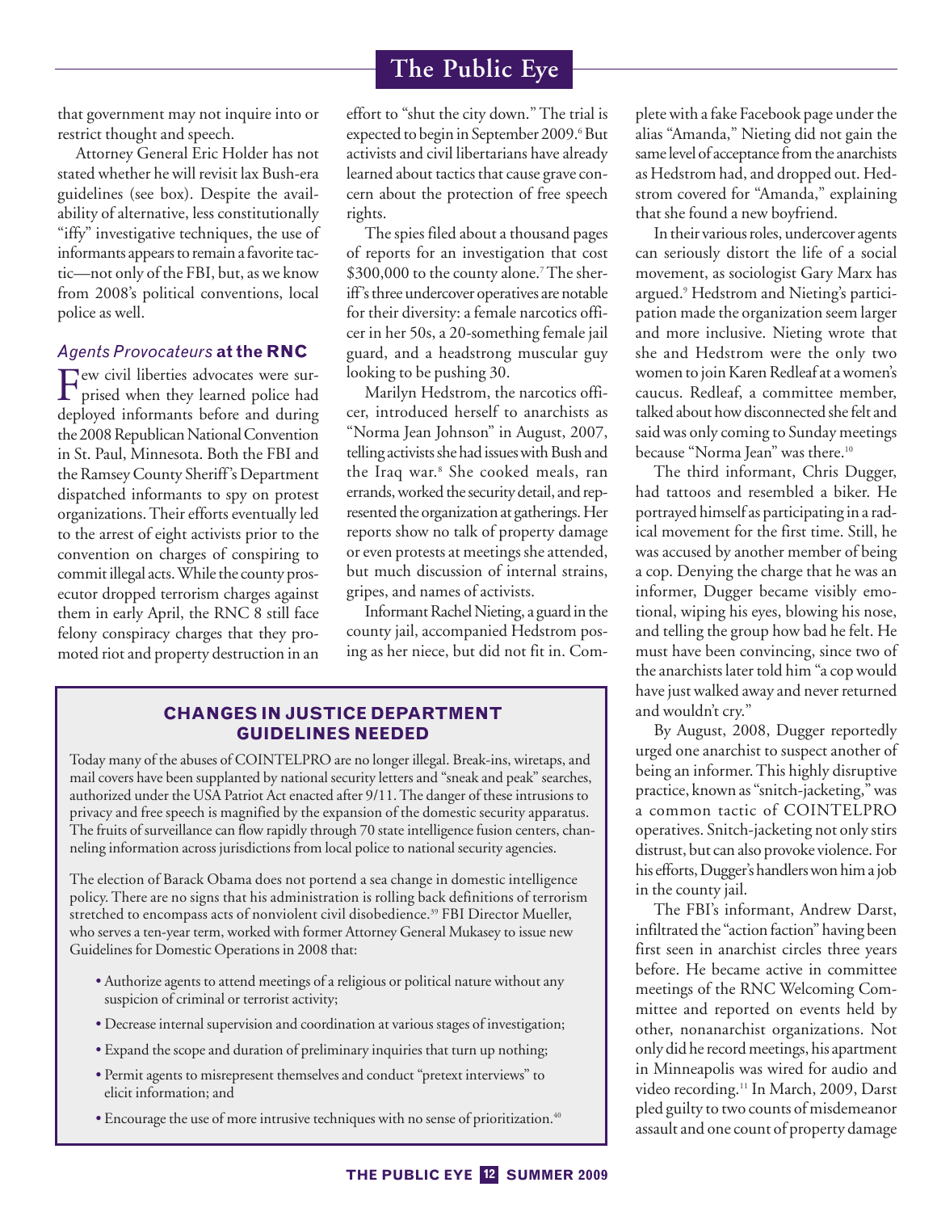that government may not inquire into or restrict thought and speech.

Attorney General Eric Holder has not stated whether he will revisit lax Bush-era guidelines (see box). Despite the availability of alternative, less constitutionally "iffy" investigative techniques, the use of informants appears to remain a favorite tactic—not only of the FBI, but, as we know from 2008's political conventions, local police as well.

### *Agents Provocateurs* at the RNC

Few civil liberties advocates were surprised when they learned police had deployed informants before and during the 2008 Republican National Convention in St. Paul, Minnesota. Both the FBI and the Ramsey County Sheriff's Department dispatched informants to spy on protest organizations. Their efforts eventually led to the arrest of eight activists prior to the convention on charges of conspiring to commit illegal acts. While the county prosecutor dropped terrorism charges against them in early April, the RNC 8 still face felony conspiracy charges that they promoted riot and property destruction in an effort to "shut the city down." The trial is expected to begin in September 2009.[6] But activists and civil libertarians have already learned about tactics that cause grave concern about the protection of free speech rights.

The spies filed about a thousand pages of reports for an investigation that cost $300,000 to the county alone.[7] The sheriff's three undercover operatives are notable for their diversity: a female narcotics officer in her 50s, a 20-something female jail guard, and a headstrong muscular guy looking to be pushing 30.

Marilyn Hedstrom, the narcotics officer, introduced herself to anarchists as "Norma Jean Johnson" in August, 2007, telling activists she had issues with Bush and the Iraq war.[8] She cooked meals, ran errands, worked the security detail, and represented the organization at gatherings. Her reports show no talk of property damage or even protests at meetings she attended, but much discussion of internal strains, gripes, and names of activists.

Informant Rachel Nieting, a guard in the county jail, accompanied Hedstrom posing as her niece, but did not fit in. Complete with a fake Facebook page under the alias "Amanda," Nieting did not gain the same level of acceptance from the anarchists as Hedstrom had, and dropped out. Hedstrom covered for "Amanda," explaining that she found a new boyfriend.

In their various roles, undercover agents can seriously distort the life of a social movement, as sociologist Gary Marx has argued.[9] Hedstrom and Nieting's participation made the organization seem larger and more inclusive. Nieting wrote that she and Hedstrom were the only two women to join Karen Redleaf at a women's caucus. Redleaf, a committee member, talked about how disconnected she felt and said was only coming to Sunday meetings because "Norma Jean" was there.[10]

The third informant, Chris Dugger, had tattoos and resembled a biker. He portrayed himself as participating in a radical movement for the first time. Still, he was accused by another member of being a cop. Denying the charge that he was an informer, Dugger became visibly emotional, wiping his eyes, blowing his nose, and telling the group how bad he felt. He must have been convincing, since two of the anarchists later told him "a cop would have just walked away and never returned and wouldn't cry."

By August, 2008, Dugger reportedly urged one anarchist to suspect another of being an informer. This highly disruptive practice, known as "snitch-jacketing," was a common tactic of COINTELPRO operatives. Snitch-jacketing not only stirs distrust, but can also provoke violence. For his efforts, Dugger's handlers won him a job in the county jail.

The FBI's informant, Andrew Darst, infiltrated the "action faction" having been first seen in anarchist circles three years before. He became active in committee meetings of the RNC Welcoming Committee and reported on events held by other, nonanarchist organizations. Not only did he record meetings, his apartment in Minneapolis was wired for audio and video recording.[11] In March, 2009, Darst pled guilty to two counts of misdemeanor assault and one count of property damage

---

### CHANGES IN JUSTICE DEPARTMENT GUIDELINES NEEDED

Today many of the abuses of COINTELPRO are no longer illegal. Break-ins, wiretaps, and mail covers have been supplanted by national security letters and "sneak and peak" searches, authorized under the USA Patriot Act enacted after 9/11. The danger of these intrusions to privacy and free speech is magnified by the expansion of the domestic security apparatus. The fruits of surveillance can flow rapidly through 70 state intelligence fusion centers, channeling information across jurisdictions from local police to national security agencies.

The election of Barack Obama does not portend a sea change in domestic intelligence policy. There are no signs that his administration is rolling back definitions of terrorism stretched to encompass acts of nonviolent civil disobedience.[39] FBI Director Mueller, who serves a ten-year term, worked with former Attorney General Mukasey to issue new Guidelines for Domestic Operations in 2008 that:

- Authorize agents to attend meetings of a religious or political nature without any suspicion of criminal or terrorist activity;
- Decrease internal supervision and coordination at various stages of investigation;
- Expand the scope and duration of preliminary inquiries that turn up nothing;
- Permit agents to misrepresent themselves and conduct "pretext interviews" to elicit information; and
- Encourage the use of more intrusive techniques with no sense of prioritization.[40]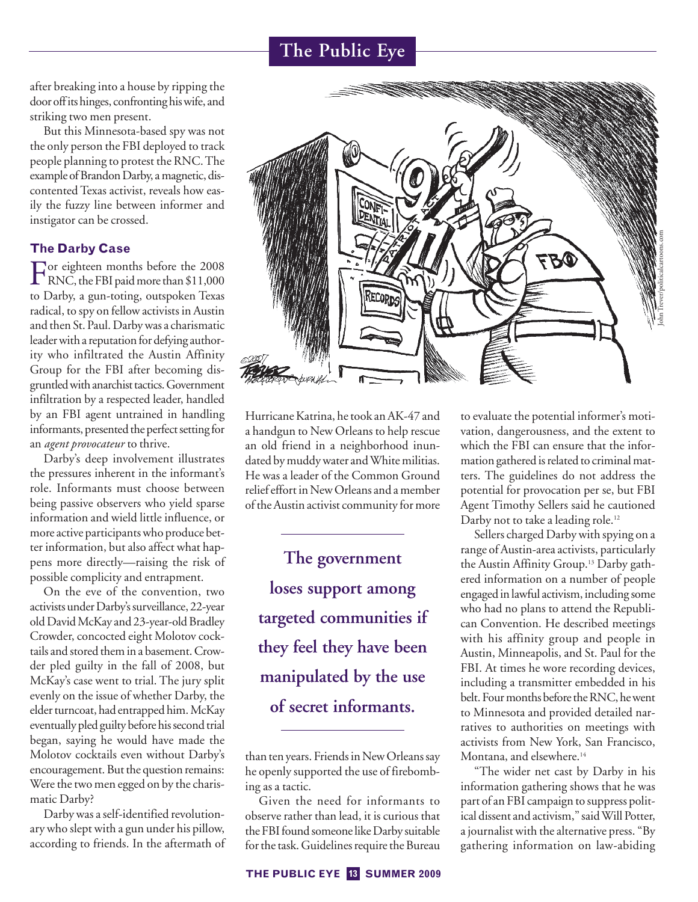after breaking into a house by ripping the door off its hinges, confronting his wife, and striking two men present.

But this Minnesota-based spy was not the only person the FBI deployed to track people planning to protest the RNC. The example of Brandon Darby, a magnetic, discontented Texas activist, reveals how easily the fuzzy line between informer and instigator can be crossed.

### The Darby Case

For eighteen months before the 2008 RNC, the FBI paid more than $11,000 to Darby, a gun-toting, outspoken Texas radical, to spy on fellow activists in Austin and then St. Paul. Darby was a charismatic leader with a reputation for defying authority who infiltrated the Austin Affinity Group for the FBI after becoming disgruntled with anarchist tactics. Government infiltration by a respected leader, handled by an FBI agent untrained in handling informants, presented the perfect setting for an *agent provocateur* to thrive.

Darby's deep involvement illustrates the pressures inherent in the informant's role. Informants must choose between being passive observers who yield sparse information and wield little influence, or more active participants who produce better information, but also affect what happens more directly—raising the risk of possible complicity and entrapment.

On the eve of the convention, two activists under Darby's surveillance, 22-year old David McKay and 23-year-old Bradley Crowder, concocted eight Molotov cocktails and stored them in a basement. Crowder pled guilty in the fall of 2008, but McKay's case went to trial. The jury split evenly on the issue of whether Darby, the elder turncoat, had entrapped him. McKay eventually pled guilty before his second trial began, saying he would have made the Molotov cocktails even without Darby's encouragement. But the question remains: Were the two men egged on by the charismatic Darby?

Darby was a self-identified revolutionary who slept with a gun under his pillow, according to friends. In the aftermath of Hurricane Katrina, he took an AK-47 and a handgun to New Orleans to help rescue an old friend in a neighborhood inundated by muddy water and White militias. He was a leader of the Common Ground relief effort in New Orleans and a member of the Austin activist community for more than ten years. Friends in New Orleans say he openly supported the use of firebombing as a tactic.

> **The government loses support among targeted communities if they feel they have been manipulated by the use of secret informants.**

Given the need for informants to observe rather than lead, it is curious that the FBI found someone like Darby suitable for the task. Guidelines require the Bureau to evaluate the potential informer's motivation, dangerousness, and the extent to which the FBI can ensure that the information gathered is related to criminal matters. The guidelines do not address the potential for provocation per se, but FBI Agent Timothy Sellers said he cautioned Darby not to take a leading role.[12]

Sellers charged Darby with spying on a range of Austin-area activists, particularly the Austin Affinity Group.[13] Darby gathered information on a number of people engaged in lawful activism, including some who had no plans to attend the Republican Convention. He described meetings with his affinity group and people in Austin, Minneapolis, and St. Paul for the FBI. At times he wore recording devices, including a transmitter embedded in his belt. Four months before the RNC, he went to Minnesota and provided detailed narratives to authorities on meetings with activists from New York, San Francisco, Montana, and elsewhere.[14]

"The wider net cast by Darby in his information gathering shows that he was part of an FBI campaign to suppress political dissent and activism," said Will Potter, a journalist with the alternative press. "By gathering information on law-abiding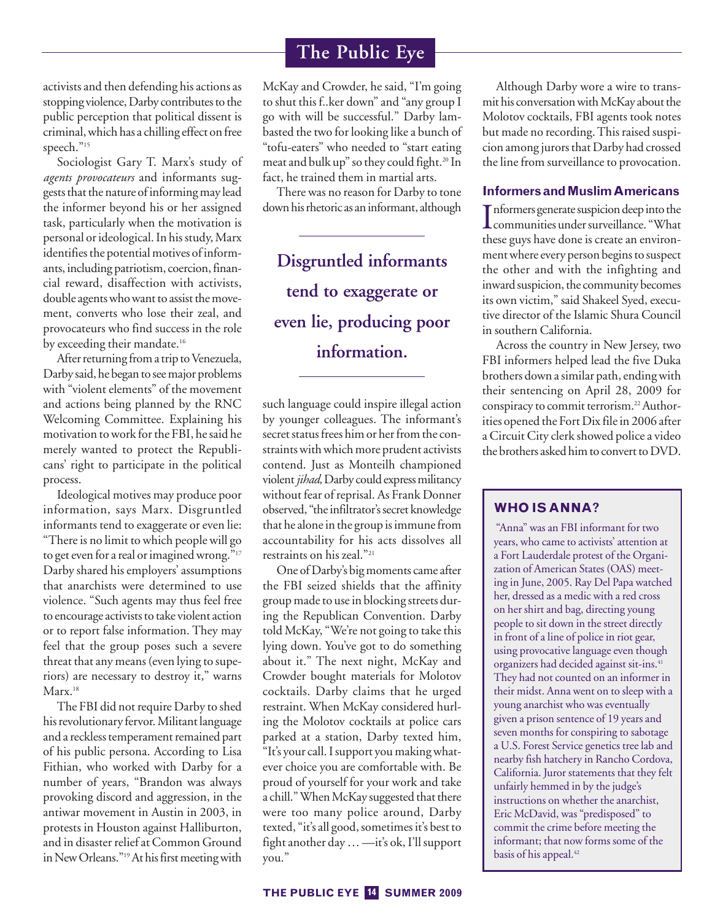activists and then defending his actions as stopping violence, Darby contributes to the public perception that political dissent is criminal, which has a chilling effect on free speech."[15]

Sociologist Gary T. Marx's study of *agents provocateurs* and informants suggests that the nature of informing may lead the informer beyond his or her assigned task, particularly when the motivation is personal or ideological. In his study, Marx identifies the potential motives of informants, including patriotism, coercion, financial reward, disaffection with activists, double agents who want to assist the movement, converts who lose their zeal, and provocateurs who find success in the role by exceeding their mandate.[16]

After returning from a trip to Venezuela, Darby said, he began to see major problems with "violent elements" of the movement and actions being planned by the RNC Welcoming Committee. Explaining his motivation to work for the FBI, he said he merely wanted to protect the Republicans' right to participate in the political process.

Ideological motives may produce poor information, says Marx. Disgruntled informants tend to exaggerate or even lie: "There is no limit to which people will go to get even for a real or imagined wrong."[17] Darby shared his employers' assumptions that anarchists were determined to use violence. "Such agents may thus feel free to encourage activists to take violent action or to report false information. They may feel that the group poses such a severe threat that any means (even lying to superiors) are necessary to destroy it," warns Marx.[18]

The FBI did not require Darby to shed his revolutionary fervor. Militant language and a reckless temperament remained part of his public persona. According to Lisa Fithian, who worked with Darby for a number of years, "Brandon was always provoking discord and aggression, in the antiwar movement in Austin in 2003, in protests in Houston against Halliburton, and in disaster relief at Common Ground in New Orleans."[19] At his first meeting with McKay and Crowder, he said, "I'm going to shut this f..ker down" and "any group I go with will be successful." Darby lambasted the two for looking like a bunch of "tofu-eaters" who needed to "start eating meat and bulk up" so they could fight.[20] In fact, he trained them in martial arts.

There was no reason for Darby to tone down his rhetoric as an informant, although such language could inspire illegal action by younger colleagues. The informant's secret status frees him or her from the constraints with which more prudent activists contend. Just as Monteilh championed violent *jihad,* Darby could express militancy without fear of reprisal. As Frank Donner observed, "the infiltrator's secret knowledge that he alone in the group is immune from accountability for his acts dissolves all restraints on his zeal."[21]

> **Disgruntled informants tend to exaggerate or even lie, producing poor information.**

One of Darby's big moments came after the FBI seized shields that the affinity group made to use in blocking streets during the Republican Convention. Darby told McKay, "We're not going to take this lying down. You've got to do something about it." The next night, McKay and Crowder bought materials for Molotov cocktails. Darby claims that he urged restraint. When McKay considered hurling the Molotov cocktails at police cars parked at a station, Darby texted him, "It's your call. I support you making whatever choice you are comfortable with. Be proud of yourself for your work and take a chill." When McKay suggested that there were too many police around, Darby texted, "it's all good, sometimes it's best to fight another day … —it's ok, I'll support you."

Although Darby wore a wire to transmit his conversation with McKay about the Molotov cocktails, FBI agents took notes but made no recording. This raised suspicion among jurors that Darby had crossed the line from surveillance to provocation.

### Informers and Muslim Americans

Informers generate suspicion deep into the communities under surveillance. "What these guys have done is create an environment where every person begins to suspect the other and with the infighting and inward suspicion, the community becomes its own victim," said Shakeel Syed, executive director of the Islamic Shura Council in southern California.

Across the country in New Jersey, two FBI informers helped lead the five Duka brothers down a similar path, ending with their sentencing on April 28, 2009 for conspiracy to commit terrorism.[22] Authorities opened the Fort Dix file in 2006 after a Circuit City clerk showed police a video the brothers asked him to convert to DVD.

#### WHO IS ANNA?

"Anna" was an FBI informant for two years, who came to activists' attention at a Fort Lauderdale protest of the Organization of American States (OAS) meeting in June, 2005. Ray Del Papa watched her, dressed as a medic with a red cross on her shirt and bag, directing young people to sit down in the street directly in front of a line of police in riot gear, using provocative language even though organizers had decided against sit-ins.[41] They had not counted on an informer in their midst. Anna went on to sleep with a young anarchist who was eventually given a prison sentence of 19 years and seven months for conspiring to sabotage a U.S. Forest Service genetics tree lab and nearby fish hatchery in Rancho Cordova, California. Juror statements that they felt unfairly hemmed in by the judge's instructions on whether the anarchist, Eric McDavid, was "predisposed" to commit the crime before meeting the informant; that now forms some of the basis of his appeal.[42]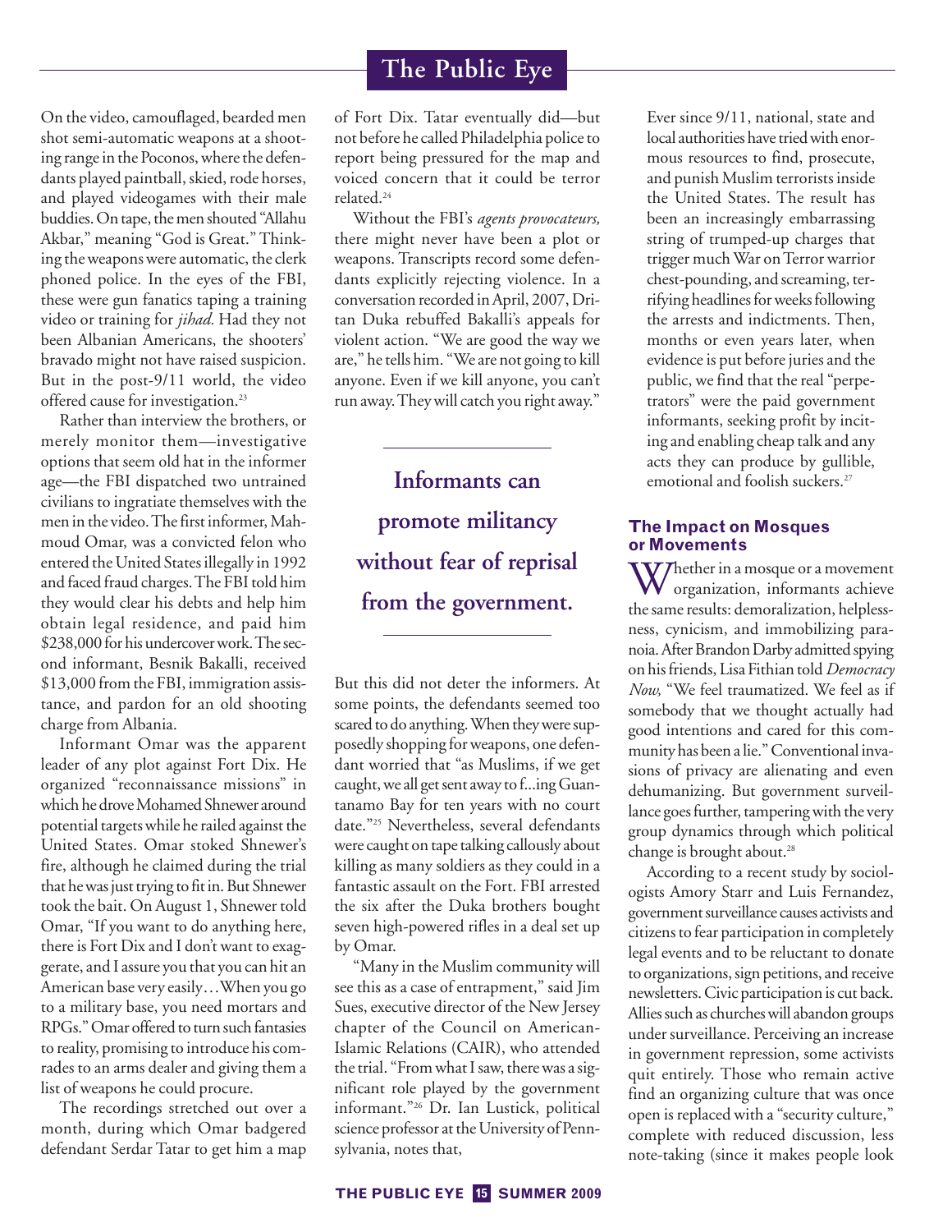On the video, camouflaged, bearded men shot semi-automatic weapons at a shooting range in the Poconos, where the defendants played paintball, skied, rode horses, and played videogames with their male buddies. On tape, the men shouted "Allahu Akbar," meaning "God is Great." Thinking the weapons were automatic, the clerk phoned police. In the eyes of the FBI, these were gun fanatics taping a training video or training for *jihad.* Had they not been Albanian Americans, the shooters' bravado might not have raised suspicion. But in the post-9/11 world, the video offered cause for investigation.[23]

Rather than interview the brothers, or merely monitor them—investigative options that seem old hat in the informer age—the FBI dispatched two untrained civilians to ingratiate themselves with the men in the video. The first informer, Mahmoud Omar, was a convicted felon who entered the United States illegally in 1992 and faced fraud charges. The FBI told him they would clear his debts and help him obtain legal residence, and paid him $238,000 for his undercover work. The second informant, Besnik Bakalli, received $13,000 from the FBI, immigration assistance, and pardon for an old shooting charge from Albania.

Informant Omar was the apparent leader of any plot against Fort Dix. He organized "reconnaissance missions" in which he drove Mohamed Shnewer around potential targets while he railed against the United States. Omar stoked Shnewer's fire, although he claimed during the trial that he was just trying to fit in. But Shnewer took the bait. On August 1, Shnewer told Omar, "If you want to do anything here, there is Fort Dix and I don't want to exaggerate, and I assure you that you can hit an American base very easily…When you go to a military base, you need mortars and RPGs." Omar offered to turn such fantasies to reality, promising to introduce his comrades to an arms dealer and giving them a list of weapons he could procure.

The recordings stretched out over a month, during which Omar badgered defendant Serdar Tatar to get him a map of Fort Dix. Tatar eventually did—but not before he called Philadelphia police to report being pressured for the map and voiced concern that it could be terror related.[24]

Without the FBI's *agents provocateurs,* there might never have been a plot or weapons. Transcripts record some defendants explicitly rejecting violence. In a conversation recorded in April, 2007, Dritan Duka rebuffed Bakalli's appeals for violent action. "We are good the way we are," he tells him. "We are not going to kill anyone. Even if we kill anyone, you can't run away. They will catch you right away."

**Informants can promote militancy without fear of reprisal from the government.**

But this did not deter the informers. At some points, the defendants seemed too scared to do anything. When they were supposedly shopping for weapons, one defendant worried that "as Muslims, if we get caught, we all get sent away to f...ing Guantanamo Bay for ten years with no court date."[25] Nevertheless, several defendants were caught on tape talking callously about killing as many soldiers as they could in a fantastic assault on the Fort. FBI arrested the six after the Duka brothers bought seven high-powered rifles in a deal set up by Omar.

"Many in the Muslim community will see this as a case of entrapment," said Jim Sues, executive director of the New Jersey chapter of the Council on American-Islamic Relations (CAIR), who attended the trial. "From what I saw, there was a significant role played by the government informant."[26] Dr. Ian Lustick, political science professor at the University of Pennsylvania, notes that,

> Ever since 9/11, national, state and local authorities have tried with enormous resources to find, prosecute, and punish Muslim terrorists inside the United States. The result has been an increasingly embarrassing string of trumped-up charges that trigger much War on Terror warrior chest-pounding, and screaming, terrifying headlines for weeks following the arrests and indictments. Then, months or even years later, when evidence is put before juries and the public, we find that the real "perpetrators" were the paid government informants, seeking profit by inciting and enabling cheap talk and any acts they can produce by gullible, emotional and foolish suckers.[27]

### The Impact on Mosques or Movements

Whether in a mosque or a movement organization, informants achieve the same results: demoralization, helplessness, cynicism, and immobilizing paranoia. After Brandon Darby admitted spying on his friends, Lisa Fithian told *Democracy Now,* "We feel traumatized. We feel as if somebody that we thought actually had good intentions and cared for this community has been a lie." Conventional invasions of privacy are alienating and even dehumanizing. But government surveillance goes further, tampering with the very group dynamics through which political change is brought about.[28]

According to a recent study by sociologists Amory Starr and Luis Fernandez, government surveillance causes activists and citizens to fear participation in completely legal events and to be reluctant to donate to organizations, sign petitions, and receive newsletters. Civic participation is cut back. Allies such as churches will abandon groups under surveillance. Perceiving an increase in government repression, some activists quit entirely. Those who remain active find an organizing culture that was once open is replaced with a "security culture," complete with reduced discussion, less note-taking (since it makes people look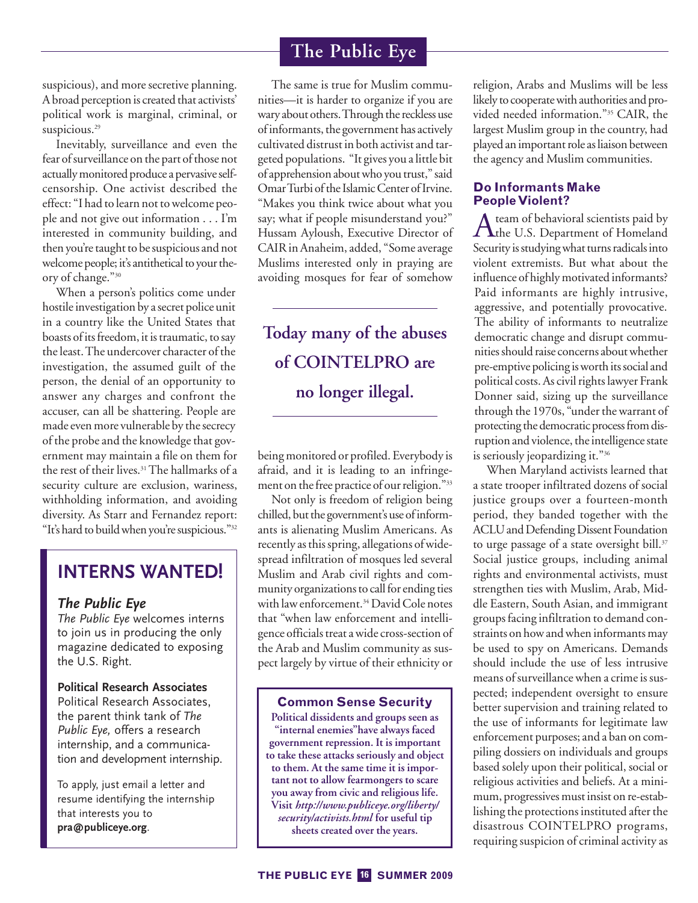suspicious), and more secretive planning. A broad perception is created that activists' political work is marginal, criminal, or suspicious.[29]

Inevitably, surveillance and even the fear of surveillance on the part of those not actually monitored produce a pervasive self-censorship. One activist described the effect: "I had to learn not to welcome people and not give out information . . . I'm interested in community building, and then you're taught to be suspicious and not welcome people; it's antithetical to your theory of change."[30]

When a person's politics come under hostile investigation by a secret police unit in a country like the United States that boasts of its freedom, it is traumatic, to say the least. The undercover character of the investigation, the assumed guilt of the person, the denial of an opportunity to answer any charges and confront the accuser, can all be shattering. People are made even more vulnerable by the secrecy of the probe and the knowledge that government may maintain a file on them for the rest of their lives.[31] The hallmarks of a security culture are exclusion, wariness, withholding information, and avoiding diversity. As Starr and Fernandez report: "It's hard to build when you're suspicious."[32]

The same is true for Muslim communities—it is harder to organize if you are wary about others. Through the reckless use of informants, the government has actively cultivated distrust in both activist and targeted populations. "It gives you a little bit of apprehension about who you trust," said Omar Turbi of the Islamic Center of Irvine. "Makes you think twice about what you say; what if people misunderstand you?" Hussam Ayloush, Executive Director of CAIR in Anaheim, added, "Some average Muslims interested only in praying are avoiding mosques for fear of somehow being monitored or profiled. Everybody is afraid, and it is leading to an infringement on the free practice of our religion."[33]

> **Today many of the abuses of COINTELPRO are no longer illegal.**

Not only is freedom of religion being chilled, but the government's use of informants is alienating Muslim Americans. As recently as this spring, allegations of widespread infiltration of mosques led several Muslim and Arab civil rights and community organizations to call for ending ties with law enforcement.[34] David Cole notes that "when law enforcement and intelligence officials treat a wide cross-section of the Arab and Muslim community as suspect largely by virtue of their ethnicity or religion, Arabs and Muslims will be less likely to cooperate with authorities and provided needed information."[35] CAIR, the largest Muslim group in the country, had played an important role as liaison between the agency and Muslim communities.

### Do Informants Make People Violent?

A team of behavioral scientists paid by the U.S. Department of Homeland Security is studying what turns radicals into violent extremists. But what about the influence of highly motivated informants? Paid informants are highly intrusive, aggressive, and potentially provocative. The ability of informants to neutralize democratic change and disrupt communities should raise concerns about whether pre-emptive policing is worth its social and political costs. As civil rights lawyer Frank Donner said, sizing up the surveillance through the 1970s, "under the warrant of protecting the democratic process from disruption and violence, the intelligence state is seriously jeopardizing it."[36]

When Maryland activists learned that a state trooper infiltrated dozens of social justice groups over a fourteen-month period, they banded together with the ACLU and Defending Dissent Foundation to urge passage of a state oversight bill.[37] Social justice groups, including animal rights and environmental activists, must strengthen ties with Muslim, Arab, Middle Eastern, South Asian, and immigrant groups facing infiltration to demand constraints on how and when informants may be used to spy on Americans. Demands should include the use of less intrusive means of surveillance when a crime is suspected; independent oversight to ensure better supervision and training related to the use of informants for legitimate law enforcement purposes; and a ban on compiling dossiers on individuals and groups based solely upon their political, social or religious activities and beliefs. At a minimum, progressives must insist on re-establishing the protections instituted after the disastrous COINTELPRO programs, requiring suspicion of criminal activity as

---

### Common Sense Security

**Political dissidents and groups seen as "internal enemies" have always faced government repression. It is important to take these attacks seriously and object to them. At the same time it is important not to allow fearmongers to scare you away from civic and religious life. Visit *http://www.publiceye.org/liberty/security/activists.html* for useful tip sheets created over the years.**

---

## INTERNS WANTED!

### *The Public Eye*

*The Public Eye* welcomes interns to join us in producing the only magazine dedicated to exposing the U.S. Right.

**Political Research Associates**

Political Research Associates, the parent think tank of *The Public Eye,* offers a research internship, and a communication and development internship.

To apply, just email a letter and resume identifying the internship that interests you to **pra@publiceye.org**.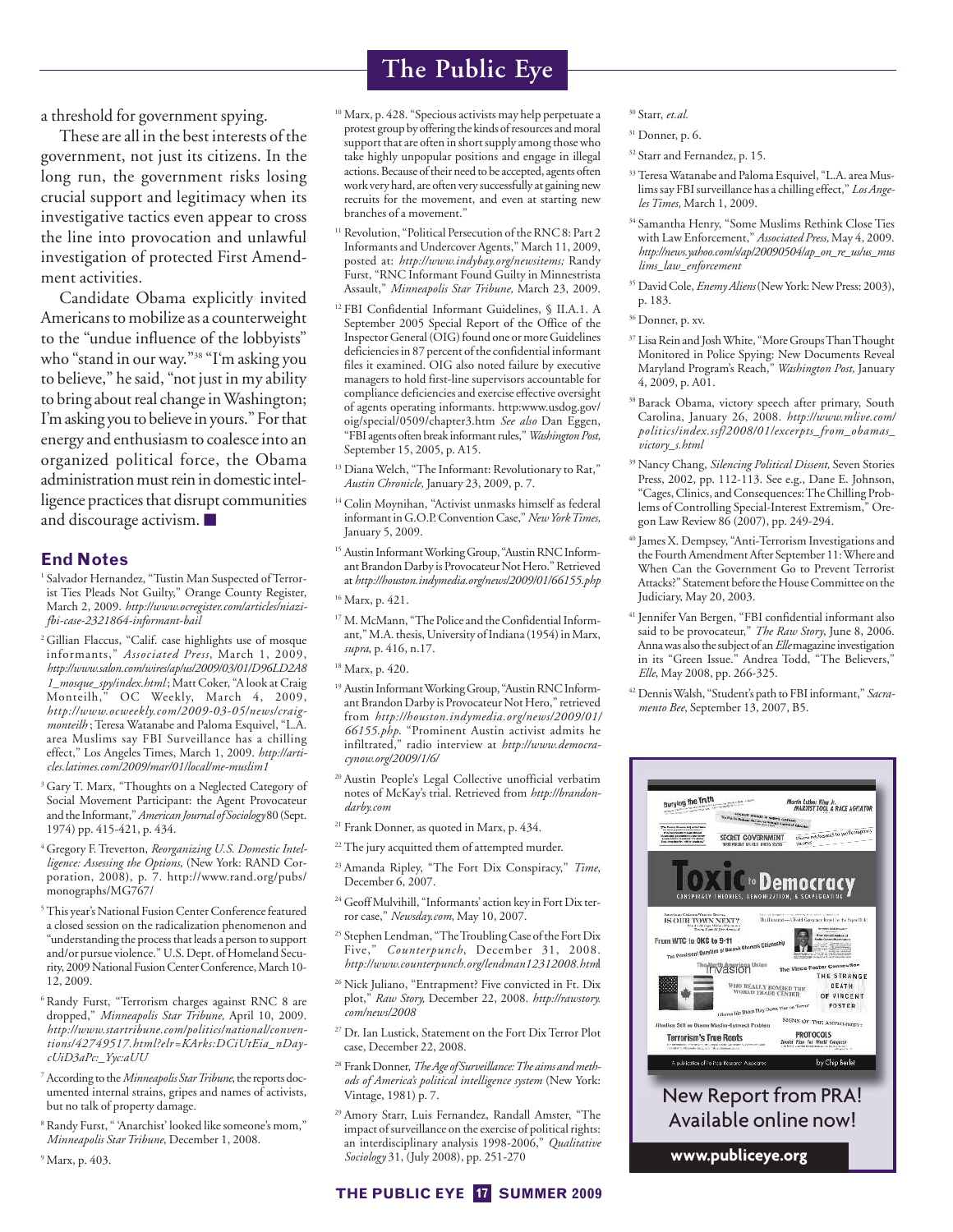a threshold for government spying.

These are all in the best interests of the government, not just its citizens. In the long run, the government risks losing crucial support and legitimacy when its investigative tactics even appear to cross the line into provocation and unlawful investigation of protected First Amendment activities.

Candidate Obama explicitly invited Americans to mobilize as a counterweight to the "undue influence of the lobbyists" who "stand in our way."[38] "I'm asking you to believe," he said, "not just in my ability to bring about real change in Washington; I'm asking you to believe in yours." For that energy and enthusiasm to coalesce into an organized political force, the Obama administration must rein in domestic intelligence practices that disrupt communities and discourage activism. ■

## End Notes

[1] Salvador Hernandez, "Tustin Man Suspected of Terrorist Ties Pleads Not Guilty," Orange County Register, March 2, 2009. *http://www.ocregister.com/articles/niazi-fbi-case-2321864-informant-bail*

[2] Gillian Flaccus, "Calif. case highlights use of mosque informants," *Associated Press*, March 1, 2009, *http://www.salon.com/wires/ap/us/2009/03/01/D96LD2A81_mosque_spy/index.html*; Matt Coker, "A look at Craig Monteilh," OC Weekly, March 4, 2009, *http://www.ocweekly.com/2009-03-05/news/craig-monteilh*; Teresa Watanabe and Paloma Esquivel, "L.A. area Muslims say FBI Surveillance has a chilling effect," Los Angeles Times, March 1, 2009. *http://articles.latimes.com/2009/mar/01/local/me-muslim1*

[3] Gary T. Marx, "Thoughts on a Neglected Category of Social Movement Participant: the Agent Provocateur and the Informant," *American Journal of Sociology* 80 (Sept. 1974) pp. 415-421, p. 434.

[4] Gregory F. Treverton, *Reorganizing U.S. Domestic Intelligence: Assessing the Options,* (New York: RAND Corporation, 2008), p. 7. http://www.rand.org/pubs/monographs/MG767/

[5] This year's National Fusion Center Conference featured a closed session on the radicalization phenomenon and "understanding the process that leads a person to support and/or pursue violence." U.S. Dept. of Homeland Security, 2009 National Fusion Center Conference, March 10-12, 2009.

[6] Randy Furst, "Terrorism charges against RNC 8 are dropped," *Minneapolis Star Tribune,* April 10, 2009. *http://www.startribune.com/politics/national/conventions/42749517.html?elr=KArks:DCiUtEia_nDaycUiD3aPc:_Yyc:aUU*

[7] According to the *Minneapolis Star Tribune*, the reports documented internal strains, gripes and names of activists, but no talk of property damage.

[8] Randy Furst, " 'Anarchist' looked like someone's mom," *Minneapolis Star Tribune*, December 1, 2008.

[9] Marx, p. 403.

[10] Marx, p. 428. "Specious activists may help perpetuate a protest group by offering the kinds of resources and moral support that are often in short supply among those who take highly unpopular positions and engage in illegal actions. Because of their need to be accepted, agents often work very hard, are often very successfully at gaining new recruits for the movement, and even at starting new branches of a movement."

[11] Revolution, "Political Persecution of the RNC 8: Part 2 Informants and Undercover Agents," March 11, 2009, posted at: *http://www.indybay.org/newsitems;* Randy Furst, "RNC Informant Found Guilty in Minnestrista Assault," *Minneapolis Star Tribune,* March 23, 2009.

[12] FBI Confidential Informant Guidelines, § II.A.1. A September 2005 Special Report of the Office of the Inspector General (OIG) found one or more Guidelines deficiencies in 87 percent of the confidential informant files it examined. OIG also noted failure by executive managers to hold first-line supervisors accountable for compliance deficiencies and exercise effective oversight of agents operating informants. http:www.usdog.gov/oig/special/0509/chapter3.htm *See also* Dan Eggen, "FBI agents often break informant rules," *Washington Post,* September 15, 2005, p. A15.

[13] Diana Welch, "The Informant: Revolutionary to Rat," *Austin Chronicle,* January 23, 2009, p. 7.

[14] Colin Moynihan, "Activist unmasks himself as federal informant in G.O.P. Convention Case," *New York Times,* January 5, 2009.

[15] Austin Informant Working Group, "Austin RNC Informant Brandon Darby is Provocateur Not Hero." Retrieved at *http://houston.indymedia.org/news/2009/01/66155.php*

[16] Marx, p. 421.

[17] M. McMann, "The Police and the Confidential Informant," M.A. thesis, University of Indiana (1954) in Marx, *supra,* p. 416, n.17.

[18] Marx, p. 420.

[19] Austin Informant Working Group, "Austin RNC Informant Brandon Darby is Provocateur Not Hero," retrieved from *http://houston.indymedia.org/news/2009/01/66155.php*. "Prominent Austin activist admits he infiltrated," radio interview at *http://www.democracynow.org/2009/1/6/*

[20] Austin People's Legal Collective unofficial verbatim notes of McKay's trial. Retrieved from *http://brandon-darby.com*

[21] Frank Donner, as quoted in Marx, p. 434.

[22] The jury acquitted them of attempted murder.

[23] Amanda Ripley, "The Fort Dix Conspiracy," *Time*, December 6, 2007.

[24] Geoff Mulvihill, "Informants' action key in Fort Dix terror case," *Newsday.com*, May 10, 2007.

[25] Stephen Lendman, "The Troubling Case of the Fort Dix Five," *Counterpunch*, December 31, 2008. *http://www.counterpunch.org/lendman12312008.html*

[26] Nick Juliano, "Entrapment? Five convicted in Ft. Dix plot," *Raw Story,* December 22, 2008. *http://rawstory.com/news/2008*

[27] Dr. Ian Lustick, Statement on the Fort Dix Terror Plot case, December 22, 2008.

[28] Frank Donner, *The Age of Surveillance: The aims and methods of America's political intelligence system* (New York: Vintage, 1981) p. 7.

[29] Amory Starr, Luis Fernandez, Randall Amster, "The impact of surveillance on the exercise of political rights: an interdisciplinary analysis 1998-2006," *Qualitative Sociology* 31, (July 2008), pp. 251-270

[30] Starr, *et.al.*

[31] Donner, p. 6.

[32] Starr and Fernandez, p. 15.

[33] Teresa Watanabe and Paloma Esquivel, "L.A. area Muslims say FBI surveillance has a chilling effect," *Los Angeles Times,* March 1, 2009.

[34] Samantha Henry, "Some Muslims Rethink Close Ties with Law Enforcement," *Associated Press,* May 4, 2009. *http://news.yahoo.com/s/ap/20090504/ap_on_re_us/us_muslims_law_enforcement*

[35] David Cole, *Enemy Aliens* (New York: New Press: 2003), p. 183.

[36] Donner, p. xv.

[37] Lisa Rein and Josh White, "More Groups Than Thought Monitored in Police Spying: New Documents Reveal Maryland Program's Reach," *Washington Post,* January 4, 2009, p. A01.

[38] Barack Obama, victory speech after primary, South Carolina, January 26, 2008. *http://www.mlive.com/politics/index.ssf/2008/01/excerpts_from_obamas_victory_s.html*

[39] Nancy Chang, *Silencing Political Dissent,* Seven Stories Press, 2002, pp. 112-113. See e.g., Dane E. Johnson, "Cages, Clinics, and Consequences: The Chilling Problems of Controlling Special-Interest Extremism," Oregon Law Review 86 (2007), pp. 249-294.

[40] James X. Dempsey, "Anti-Terrorism Investigations and the Fourth Amendment After September 11: Where and When Can the Government Go to Prevent Terrorist Attacks?" Statement before the House Committee on the Judiciary, May 20, 2003.

[41] Jennifer Van Bergen, "FBI confidential informant also said to be provocateur," *The Raw Story*, June 8, 2006. Anna was also the subject of an *Elle* magazine investigation in its "Green Issue." Andrea Todd, "The Believers," *Elle*, May 2008, pp. 266-325.

[42] Dennis Walsh, "Student's path to FBI informant," *Sacramento Bee*, September 13, 2007, B5.

New Report from PRA! Available online now!

**www.publiceye.org**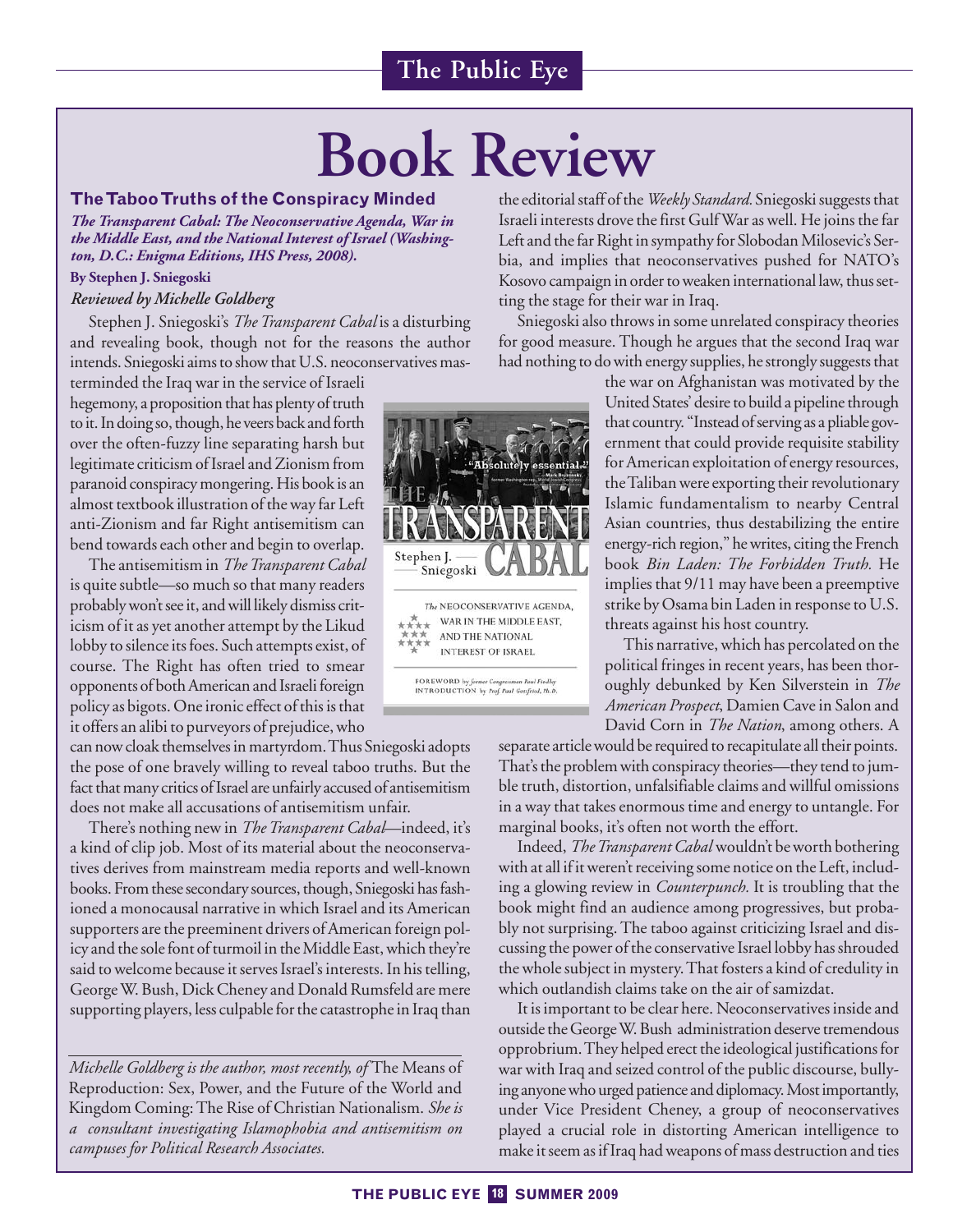# Book Review

### The Taboo Truths of the Conspiracy Minded

***The Transparent Cabal: The Neoconservative Agenda, War in the Middle East, and the National Interest of Israel (Washington, D.C.: Enigma Editions, IHS Press, 2008).***

**By Stephen J. Sniegoski**

***Reviewed by Michelle Goldberg***

Stephen J. Sniegoski's *The Transparent Cabal* is a disturbing and revealing book, though not for the reasons the author intends. Sniegoski aims to show that U.S. neoconservatives masterminded the Iraq war in the service of Israeli hegemony, a proposition that has plenty of truth to it. In doing so, though, he veers back and forth over the often-fuzzy line separating harsh but legitimate criticism of Israel and Zionism from paranoid conspiracy mongering. His book is an almost textbook illustration of the way far Left anti-Zionism and far Right antisemitism can bend towards each other and begin to overlap.

The antisemitism in *The Transparent Cabal* is quite subtle—so much so that many readers probably won't see it, and will likely dismiss criticism of it as yet another attempt by the Likud lobby to silence its foes. Such attempts exist, of course. The Right has often tried to smear opponents of both American and Israeli foreign policy as bigots. One ironic effect of this is that it offers an alibi to purveyors of prejudice, who can now cloak themselves in martyrdom. Thus Sniegoski adopts the pose of one bravely willing to reveal taboo truths. But the fact that many critics of Israel are unfairly accused of antisemitism does not make all accusations of antisemitism unfair.

There's nothing new in *The Transparent Cabal*—indeed, it's a kind of clip job. Most of its material about the neoconservatives derives from mainstream media reports and well-known books. From these secondary sources, though, Sniegoski has fashioned a monocausal narrative in which Israel and its American supporters are the preeminent drivers of American foreign policy and the sole font of turmoil in the Middle East, which they're said to welcome because it serves Israel's interests. In his telling, George W. Bush, Dick Cheney and Donald Rumsfeld are mere supporting players, less culpable for the catastrophe in Iraq than the editorial staff of the *Weekly Standard.* Sniegoski suggests that Israeli interests drove the first Gulf War as well. He joins the far Left and the far Right in sympathy for Slobodan Milosevic's Serbia, and implies that neoconservatives pushed for NATO's Kosovo campaign in order to weaken international law, thus setting the stage for their war in Iraq.

Sniegoski also throws in some unrelated conspiracy theories for good measure. Though he argues that the second Iraq war had nothing to do with energy supplies, he strongly suggests that the war on Afghanistan was motivated by the United States' desire to build a pipeline through that country. "Instead of serving as a pliable government that could provide requisite stability for American exploitation of energy resources, the Taliban were exporting their revolutionary Islamic fundamentalism to nearby Central Asian countries, thus destabilizing the entire energy-rich region," he writes, citing the French book *Bin Laden: The Forbidden Truth.* He implies that 9/11 may have been a preemptive strike by Osama bin Laden in response to U.S. threats against his host country.

This narrative, which has percolated on the political fringes in recent years, has been thoroughly debunked by Ken Silverstein in *The American Prospect*, Damien Cave in Salon and David Corn in *The Nation*, among others. A separate article would be required to recapitulate all their points. That's the problem with conspiracy theories—they tend to jumble truth, distortion, unfalsifiable claims and willful omissions in a way that takes enormous time and energy to untangle. For marginal books, it's often not worth the effort.

Indeed, *The Transparent Cabal* wouldn't be worth bothering with at all if it weren't receiving some notice on the Left, including a glowing review in *Counterpunch.* It is troubling that the book might find an audience among progressives, but probably not surprising. The taboo against criticizing Israel and discussing the power of the conservative Israel lobby has shrouded the whole subject in mystery. That fosters a kind of credulity in which outlandish claims take on the air of samizdat.

It is important to be clear here. Neoconservatives inside and outside the George W. Bush administration deserve tremendous opprobrium. They helped erect the ideological justifications for war with Iraq and seized control of the public discourse, bullying anyone who urged patience and diplomacy. Most importantly, under Vice President Cheney, a group of neoconservatives played a crucial role in distorting American intelligence to make it seem as if Iraq had weapons of mass destruction and ties

---

*Michelle Goldberg is the author, most recently, of* The Means of Reproduction: Sex, Power, and the Future of the World and Kingdom Coming: The Rise of Christian Nationalism. *She is a consultant investigating Islamophobia and antisemitism on campuses for Political Research Associates.*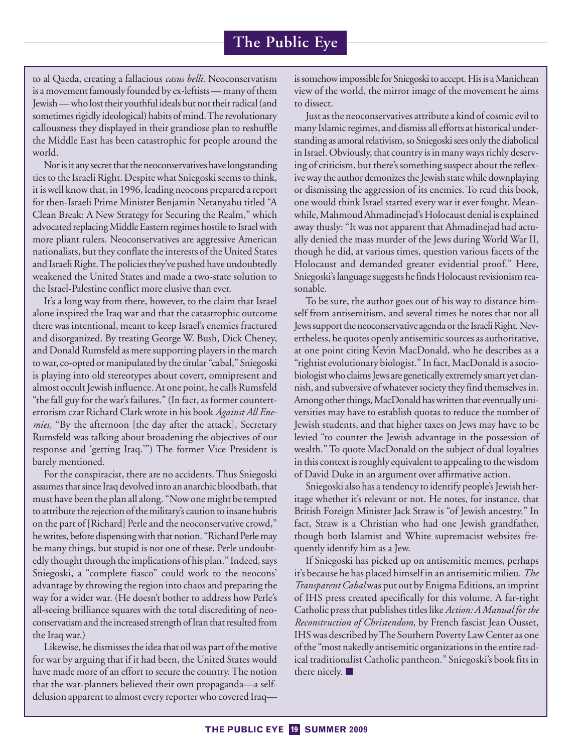to al Qaeda, creating a fallacious *casus belli.* Neoconservatism is a movement famously founded by ex-leftists — many of them Jewish — who lost their youthful ideals but not their radical (and sometimes rigidly ideological) habits of mind. The revolutionary callousness they displayed in their grandiose plan to reshuffle the Middle East has been catastrophic for people around the world.

Nor is it any secret that the neoconservatives have longstanding ties to the Israeli Right. Despite what Sniegoski seems to think, it is well know that, in 1996, leading neocons prepared a report for then-Israeli Prime Minister Benjamin Netanyahu titled "A Clean Break: A New Strategy for Securing the Realm," which advocated replacing Middle Eastern regimes hostile to Israel with more pliant rulers. Neoconservatives are aggressive American nationalists, but they conflate the interests of the United States and Israeli Right. The policies they've pushed have undoubtedly weakened the United States and made a two-state solution to the Israel-Palestine conflict more elusive than ever.

It's a long way from there, however, to the claim that Israel alone inspired the Iraq war and that the catastrophic outcome there was intentional, meant to keep Israel's enemies fractured and disorganized. By treating George W. Bush, Dick Cheney, and Donald Rumsfeld as mere supporting players in the march to war, co-opted or manipulated by the titular "cabal," Sniegoski is playing into old stereotypes about covert, omnipresent and almost occult Jewish influence. At one point, he calls Rumsfeld "the fall guy for the war's failures." (In fact, as former counterterrorism czar Richard Clark wrote in his book *Against All Enemies,* "By the afternoon [the day after the attack], Secretary Rumsfeld was talking about broadening the objectives of our response and 'getting Iraq.'") The former Vice President is barely mentioned.

For the conspiracist, there are no accidents. Thus Sniegoski assumes that since Iraq devolved into an anarchic bloodbath, that must have been the plan all along. "Now one might be tempted to attribute the rejection of the military's caution to insane hubris on the part of [Richard] Perle and the neoconservative crowd," he writes, before dispensing with that notion. "Richard Perle may be many things, but stupid is not one of these. Perle undoubtedly thought through the implications of his plan." Indeed, says Sniegoski, a "complete fiasco" could work to the neocons' advantage by throwing the region into chaos and preparing the way for a wider war. (He doesn't bother to address how Perle's all-seeing brilliance squares with the total discrediting of neoconservatism and the increased strength of Iran that resulted from the Iraq war.)

Likewise, he dismisses the idea that oil was part of the motive for war by arguing that if it had been, the United States would have made more of an effort to secure the country. The notion that the war-planners believed their own propaganda—a self-delusion apparent to almost every reporter who covered Iraq—is somehow impossible for Sniegoski to accept. His is a Manichean view of the world, the mirror image of the movement he aims to dissect.

Just as the neoconservatives attribute a kind of cosmic evil to many Islamic regimes, and dismiss all efforts at historical understanding as amoral relativism, so Sniegoski sees only the diabolical in Israel. Obviously, that country is in many ways richly deserving of criticism, but there's something suspect about the reflexive way the author demonizes the Jewish state while downplaying or dismissing the aggression of its enemies. To read this book, one would think Israel started every war it ever fought. Meanwhile, Mahmoud Ahmadinejad's Holocaust denial is explained away thusly: "It was not apparent that Ahmadinejad had actually denied the mass murder of the Jews during World War II, though he did, at various times, question various facets of the Holocaust and demanded greater evidential proof." Here, Sniegoski's language suggests he finds Holocaust revisionism reasonable.

To be sure, the author goes out of his way to distance himself from antisemitism, and several times he notes that not all Jews support the neoconservative agenda or the Israeli Right. Nevertheless, he quotes openly antisemitic sources as authoritative, at one point citing Kevin MacDonald, who he describes as a "rightist evolutionary biologist." In fact, MacDonald is a sociobiologist who claims Jews are genetically extremely smart yet clannish, and subversive of whatever society they find themselves in. Among other things, MacDonald has written that eventually universities may have to establish quotas to reduce the number of Jewish students, and that higher taxes on Jews may have to be levied "to counter the Jewish advantage in the possession of wealth." To quote MacDonald on the subject of dual loyalties in this context is roughly equivalent to appealing to the wisdom of David Duke in an argument over affirmative action.

Sniegoski also has a tendency to identify people's Jewish heritage whether it's relevant or not. He notes, for instance, that British Foreign Minister Jack Straw is "of Jewish ancestry." In fact, Straw is a Christian who had one Jewish grandfather, though both Islamist and White supremacist websites frequently identify him as a Jew.

If Sniegoski has picked up on antisemitic memes, perhaps it's because he has placed himself in an antisemitic milieu. *The Transparent Cabal* was put out by Enigma Editions, an imprint of IHS press created specifically for this volume. A far-right Catholic press that publishes titles like *Action: A Manual for the Reconstruction of Christendom,* by French fascist Jean Ousset, IHS was described by The Southern Poverty Law Center as one of the "most nakedly antisemitic organizations in the entire radical traditionalist Catholic pantheon." Sniegoski's book fits in there nicely. ■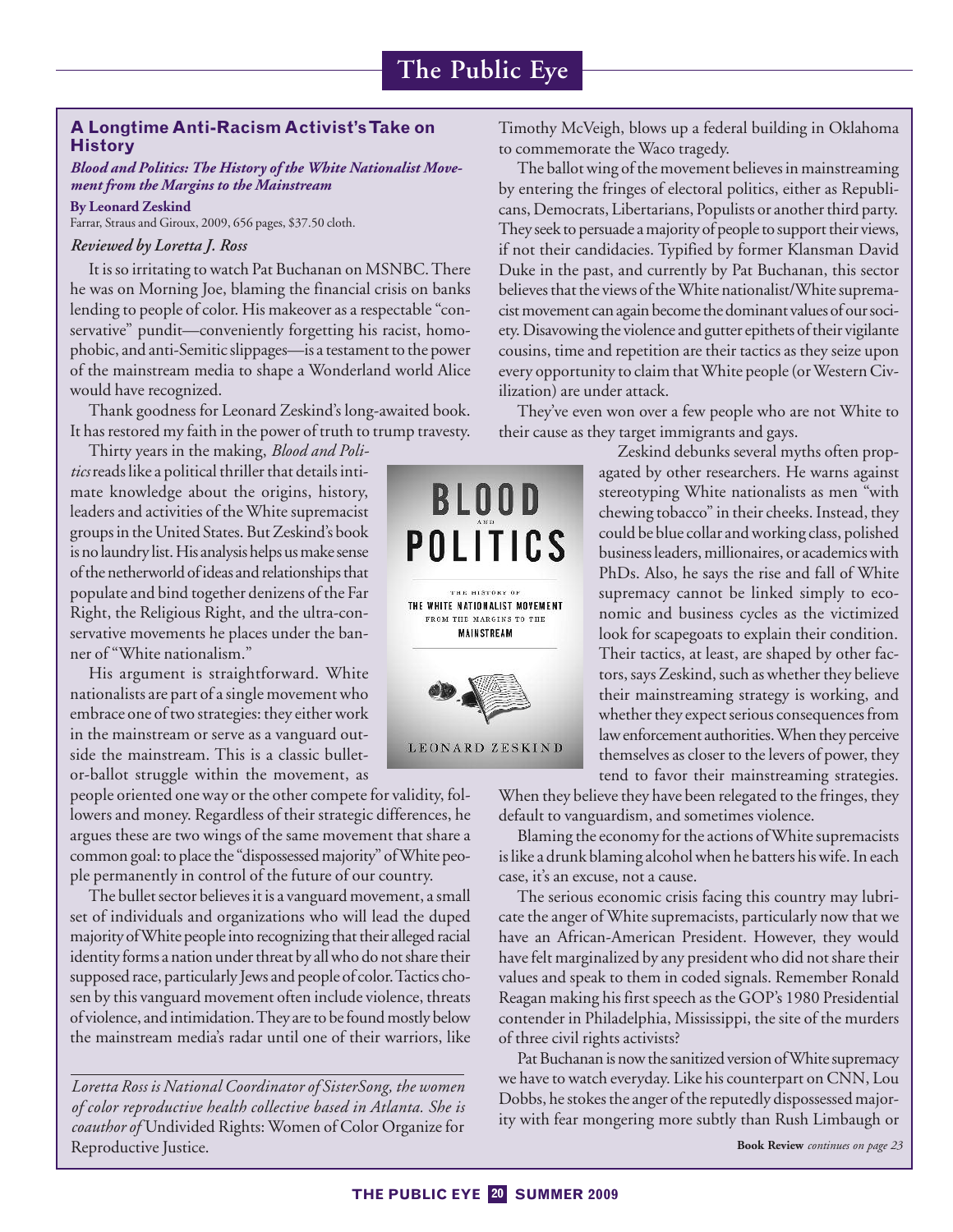### A Longtime Anti-Racism Activist's Take on History

***Blood and Politics: The History of the White Nationalist Movement from the Margins to the Mainstream***

**By Leonard Zeskind**

Farrar, Straus and Giroux, 2009, 656 pages, $37.50 cloth.

*Reviewed by Loretta J. Ross*

It is so irritating to watch Pat Buchanan on MSNBC. There he was on Morning Joe, blaming the financial crisis on banks lending to people of color. His makeover as a respectable "conservative" pundit—conveniently forgetting his racist, homophobic, and anti-Semitic slippages—is a testament to the power of the mainstream media to shape a Wonderland world Alice would have recognized.

Thank goodness for Leonard Zeskind's long-awaited book. It has restored my faith in the power of truth to trump travesty.

Thirty years in the making, *Blood and Politics* reads like a political thriller that details intimate knowledge about the origins, history, leaders and activities of the White supremacist groups in the United States. But Zeskind's book is no laundry list. His analysis helps us make sense of the netherworld of ideas and relationships that populate and bind together denizens of the Far Right, the Religious Right, and the ultra-conservative movements he places under the banner of "White nationalism."

His argument is straightforward. White nationalists are part of a single movement who embrace one of two strategies: they either work in the mainstream or serve as a vanguard outside the mainstream. This is a classic bullet-or-ballot struggle within the movement, as people oriented one way or the other compete for validity, followers and money. Regardless of their strategic differences, he argues these are two wings of the same movement that share a common goal: to place the "dispossessed majority" of White people permanently in control of the future of our country.

The bullet sector believes it is a vanguard movement, a small set of individuals and organizations who will lead the duped majority of White people into recognizing that their alleged racial identity forms a nation under threat by all who do not share their supposed race, particularly Jews and people of color. Tactics chosen by this vanguard movement often include violence, threats of violence, and intimidation. They are to be found mostly below the mainstream media's radar until one of their warriors, like Timothy McVeigh, blows up a federal building in Oklahoma to commemorate the Waco tragedy.

The ballot wing of the movement believes in mainstreaming by entering the fringes of electoral politics, either as Republicans, Democrats, Libertarians, Populists or another third party. They seek to persuade a majority of people to support their views, if not their candidacies. Typified by former Klansman David Duke in the past, and currently by Pat Buchanan, this sector believes that the views of the White nationalist/White supremacist movement can again become the dominant values of our society. Disavowing the violence and gutter epithets of their vigilante cousins, time and repetition are their tactics as they seize upon every opportunity to claim that White people (or Western Civilization) are under attack.

They've even won over a few people who are not White to their cause as they target immigrants and gays.

Zeskind debunks several myths often propagated by other researchers. He warns against stereotyping White nationalists as men "with chewing tobacco" in their cheeks. Instead, they could be blue collar and working class, polished business leaders, millionaires, or academics with PhDs. Also, he says the rise and fall of White supremacy cannot be linked simply to economic and business cycles as the victimized look for scapegoats to explain their condition. Their tactics, at least, are shaped by other factors, says Zeskind, such as whether they believe their mainstreaming strategy is working, and whether they expect serious consequences from law enforcement authorities. When they perceive themselves as closer to the levers of power, they tend to favor their mainstreaming strategies. When they believe they have been relegated to the fringes, they default to vanguardism, and sometimes violence.

Blaming the economy for the actions of White supremacists is like a drunk blaming alcohol when he batters his wife. In each case, it's an excuse, not a cause.

The serious economic crisis facing this country may lubricate the anger of White supremacists, particularly now that we have an African-American President. However, they would have felt marginalized by any president who did not share their values and speak to them in coded signals. Remember Ronald Reagan making his first speech as the GOP's 1980 Presidential contender in Philadelphia, Mississippi, the site of the murders of three civil rights activists?

Pat Buchanan is now the sanitized version of White supremacy we have to watch everyday. Like his counterpart on CNN, Lou Dobbs, he stokes the anger of the reputedly dispossessed majority with fear mongering more subtly than Rush Limbaugh or

**Book Review** *continues on page 23*

---

*Loretta Ross is National Coordinator of SisterSong, the women of color reproductive health collective based in Atlanta. She is coauthor of* Undivided Rights: Women of Color Organize for Reproductive Justice.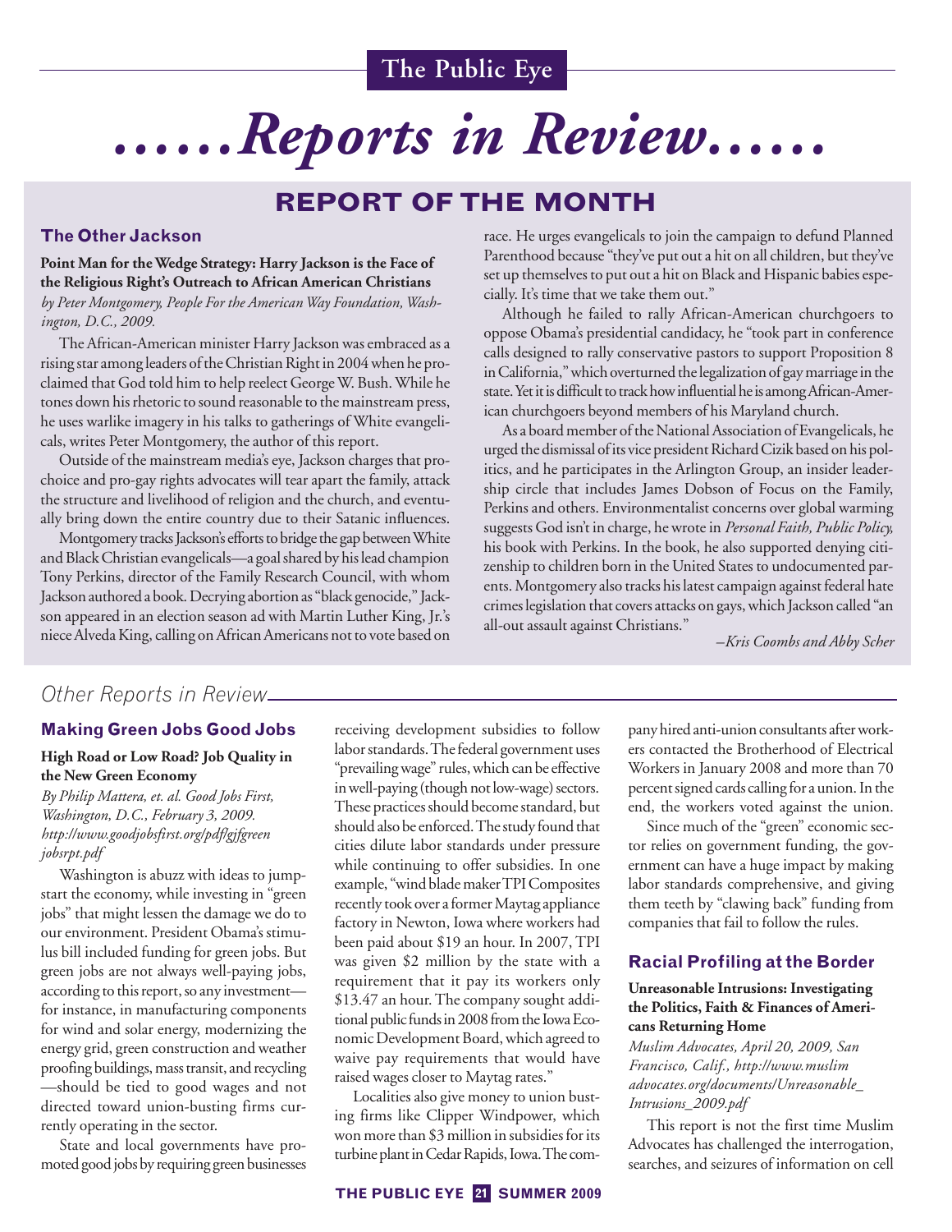# ......Reports in Review......

## REPORT OF THE MONTH

### The Other Jackson

**Point Man for the Wedge Strategy: Harry Jackson is the Face of the Religious Right's Outreach to African American Christians**
*by Peter Montgomery, People For the American Way Foundation, Washington, D.C., 2009.*

The African-American minister Harry Jackson was embraced as a rising star among leaders of the Christian Right in 2004 when he proclaimed that God told him to help reelect George W. Bush. While he tones down his rhetoric to sound reasonable to the mainstream press, he uses warlike imagery in his talks to gatherings of White evangelicals, writes Peter Montgomery, the author of this report.

Outside of the mainstream media's eye, Jackson charges that pro-choice and pro-gay rights advocates will tear apart the family, attack the structure and livelihood of religion and the church, and eventually bring down the entire country due to their Satanic influences.

Montgomery tracks Jackson's efforts to bridge the gap between White and Black Christian evangelicals—a goal shared by his lead champion Tony Perkins, director of the Family Research Council, with whom Jackson authored a book. Decrying abortion as "black genocide," Jackson appeared in an election season ad with Martin Luther King, Jr.'s niece Alveda King, calling on African Americans not to vote based on race. He urges evangelicals to join the campaign to defund Planned Parenthood because "they've put out a hit on all children, but they've set up themselves to put out a hit on Black and Hispanic babies especially. It's time that we take them out."

Although he failed to rally African-American churchgoers to oppose Obama's presidential candidacy, he "took part in conference calls designed to rally conservative pastors to support Proposition 8 in California," which overturned the legalization of gay marriage in the state. Yet it is difficult to track how influential he is among African-American churchgoers beyond members of his Maryland church.

As a board member of the National Association of Evangelicals, he urged the dismissal of its vice president Richard Cizik based on his politics, and he participates in the Arlington Group, an insider leadership circle that includes James Dobson of Focus on the Family, Perkins and others. Environmentalist concerns over global warming suggests God isn't in charge, he wrote in *Personal Faith, Public Policy,* his book with Perkins. In the book, he also supported denying citizenship to children born in the United States to undocumented parents. Montgomery also tracks his latest campaign against federal hate crimes legislation that covers attacks on gays, which Jackson called "an all-out assault against Christians."

*–Kris Coombs and Abby Scher*

## Other Reports in Review

### Making Green Jobs Good Jobs

**High Road or Low Road? Job Quality in the New Green Economy**
*By Philip Mattera, et. al. Good Jobs First, Washington, D.C., February 3, 2009. http://www.goodjobsfirst.org/pdf/gjfgreenjobsrpt.pdf*

Washington is abuzz with ideas to jumpstart the economy, while investing in "green jobs" that might lessen the damage we do to our environment. President Obama's stimulus bill included funding for green jobs. But green jobs are not always well-paying jobs, according to this report, so any investment—for instance, in manufacturing components for wind and solar energy, modernizing the energy grid, green construction and weather proofing buildings, mass transit, and recycling—should be tied to good wages and not directed toward union-busting firms currently operating in the sector.

State and local governments have promoted good jobs by requiring green businesses receiving development subsidies to follow labor standards. The federal government uses "prevailing wage" rules, which can be effective in well-paying (though not low-wage) sectors. These practices should become standard, but should also be enforced. The study found that cities dilute labor standards under pressure while continuing to offer subsidies. In one example, "wind blade maker TPI Composites recently took over a former Maytag appliance factory in Newton, Iowa where workers had been paid about $19 an hour. In 2007, TPI was given $2 million by the state with a requirement that it pay its workers only $13.47 an hour. The company sought additional public funds in 2008 from the Iowa Economic Development Board, which agreed to waive pay requirements that would have raised wages closer to Maytag rates."

Localities also give money to union busting firms like Clipper Windpower, which won more than $3 million in subsidies for its turbine plant in Cedar Rapids, Iowa. The company hired anti-union consultants after workers contacted the Brotherhood of Electrical Workers in January 2008 and more than 70 percent signed cards calling for a union. In the end, the workers voted against the union.

Since much of the "green" economic sector relies on government funding, the government can have a huge impact by making labor standards comprehensive, and giving them teeth by "clawing back" funding from companies that fail to follow the rules.

### Racial Profiling at the Border

**Unreasonable Intrusions: Investigating the Politics, Faith & Finances of Americans Returning Home**
*Muslim Advocates, April 20, 2009, San Francisco, Calif., http://www.muslimadvocates.org/documents/Unreasonable_Intrusions_2009.pdf*

This report is not the first time Muslim Advocates has challenged the interrogation, searches, and seizures of information on cell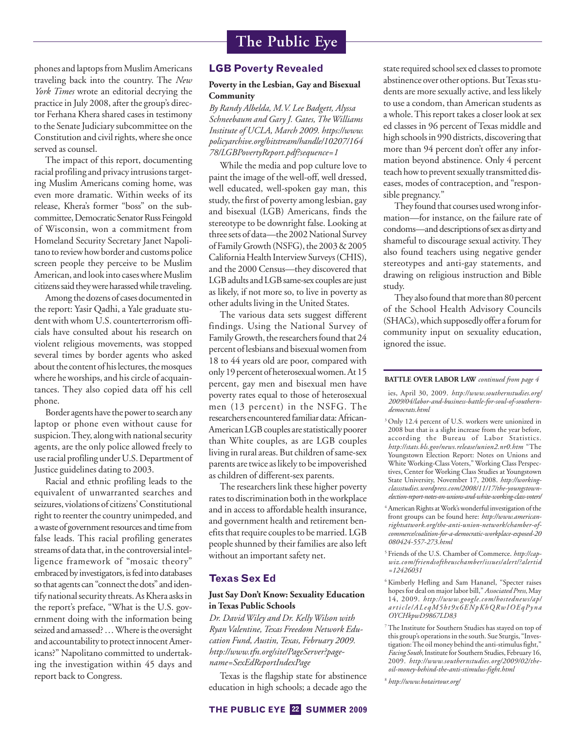phones and laptops from Muslim Americans traveling back into the country. The *New York Times* wrote an editorial decrying the practice in July 2008, after the group's director Ferhana Khera shared cases in testimony to the Senate Judiciary subcommittee on the Constitution and civil rights, where she once served as counsel.

The impact of this report, documenting racial profiling and privacy intrusions targeting Muslim Americans coming home, was even more dramatic. Within weeks of its release, Khera's former "boss" on the subcommittee, Democratic Senator Russ Feingold of Wisconsin, won a commitment from Homeland Security Secretary Janet Napolitano to review how border and customs police screen people they perceive to be Muslim American, and look into cases where Muslim citizens said they were harassed while traveling.

Among the dozens of cases documented in the report: Yasir Qadhi, a Yale graduate student with whom U.S. counterterrorism officials have consulted about his research on violent religious movements, was stopped several times by border agents who asked about the content of his lectures, the mosques where he worships, and his circle of acquaintances. They also copied data off his cell phone.

Border agents have the power to search any laptop or phone even without cause for suspicion. They, along with national security agents, are the only police allowed freely to use racial profiling under U.S. Department of Justice guidelines dating to 2003.

Racial and ethnic profiling leads to the equivalent of unwarranted searches and seizures, violations of citizens' Constitutional right to reenter the country unimpeded, and a waste of government resources and time from false leads. This racial profiling generates streams of data that, in the controversial intelligence framework of "mosaic theory" embraced by investigators, is fed into databases so that agents can "connect the dots" and identify national security threats. As Khera asks in the report's preface, "What is the U.S. government doing with the information being seized and amassed? … Where is the oversight and accountability to protect innocent Americans?" Napolitano committed to undertaking the investigation within 45 days and report back to Congress.

## LGB Poverty Revealed

**Poverty in the Lesbian, Gay and Bisexual Community**

*By Randy Albelda, M.V. Lee Badgett, Alyssa Schneebaum and Gary J. Gates, The Williams Institute of UCLA, March 2009. https://www.policyarchive.org/bitstream/handle/10207/16478/LGBPovertyReport.pdf?sequence=1*

While the media and pop culture love to paint the image of the well-off, well dressed, well educated, well-spoken gay man, this study, the first of poverty among lesbian, gay and bisexual (LGB) Americans, finds the stereotype to be downright false. Looking at three sets of data—the 2002 National Survey of Family Growth (NSFG), the 2003 & 2005 California Health Interview Surveys (CHIS), and the 2000 Census—they discovered that LGB adults and LGB same-sex couples are just as likely, if not more so, to live in poverty as other adults living in the United States.

The various data sets suggest different findings. Using the National Survey of Family Growth, the researchers found that 24 percent of lesbians and bisexual women from 18 to 44 years old are poor, compared with only 19 percent of heterosexual women. At 15 percent, gay men and bisexual men have poverty rates equal to those of heterosexual men (13 percent) in the NSFG. The researchers encountered familiar data: African-American LGB couples are statistically poorer than White couples, as are LGB couples living in rural areas. But children of same-sex parents are twice as likely to be impoverished as children of different-sex parents.

The researchers link these higher poverty rates to discrimination both in the workplace and in access to affordable health insurance, and government health and retirement benefits that require couples to be married. LGB people shunned by their families are also left without an important safety net.

## Texas Sex Ed

**Just Say Don't Know: Sexuality Education in Texas Public Schools**

*Dr. David Wiley and Dr. Kelly Wilson with Ryan Valentine, Texas Freedom Network Education Fund, Austin, Texas, February 2009. http://www.tfn.org/site/PageServer?pagename=SexEdReportIndexPage*

Texas is the flagship state for abstinence education in high schools; a decade ago the state required school sex ed classes to promote abstinence over other options. But Texas students are more sexually active, and less likely to use a condom, than American students as a whole. This report takes a closer look at sex ed classes in 96 percent of Texas middle and high schools in 990 districts, discovering that more than 94 percent don't offer any information beyond abstinence. Only 4 percent teach how to prevent sexually transmitted diseases, modes of contraception, and "responsible pregnancy."

They found that courses used wrong information—for instance, on the failure rate of condoms—and descriptions of sex as dirty and shameful to discourage sexual activity. They also found teachers using negative gender stereotypes and anti-gay statements, and drawing on religious instruction and Bible study.

They also found that more than 80 percent of the School Health Advisory Councils (SHACs), which supposedly offer a forum for community input on sexuality education, ignored the issue.

---

**BATTLE OVER LABOR LAW** *continued from page 4*

ies, April 30, 2009. *http://www.southernstudies.org/2009/04/labor-and-business-battle-for-soul-of-southern-democrats.html*

[3] Only 12.4 percent of U.S. workers were unionized in 2008 but that is a slight increase from the year before, according the Bureau of Labor Statistics. *http://stats.bls.gov/news.release/union2.nr0.htm* "The Youngstown Election Report: Notes on Unions and White Working-Class Voters," Working Class Perspectives, Center for Working Class Studies at Youngstown State University, November 17, 2008. *http://workingclassstudies.wordpress.com/2008/11/17/the-youngstown-election-report-notes-on-unions-and-white-working-class-voters/*

[4] American Rights at Work's wonderful investigation of the front groups can be found here: *http://www.americanrightsatwork.org/the-anti-union-network/chamber-of-commerce/coalition-for-a-democratic-workplace-exposed-20080424-557-273.html*

[5] Friends of the U.S. Chamber of Commerce. *http://capwiz.com/friendsoftheuschamber/issues/alert/?alertid=12426031*

[6] Kimberly Hefling and Sam Hananel, "Specter raises hopes for deal on major labor bill," *Associated Press,* May 14, 2009. *http://www.google.com/hostednews/ap/article/ALeqM5ht9x6ENpKhQRwIOEqPynaOYCHkpwD9867LD83*

[7] The Institute for Southern Studies has stayed on top of this group's operations in the south. Sue Sturgis, "Investigation: The oil money behind the anti-stimulus fight," *Facing South,* Institute for Southern Studies, February 16, 2009. *http://www.southernstudies.org/2009/02/the-oil-money-behind-the-anti-stimulus-fight.html*

[8] *http://www.hotairtour.org/*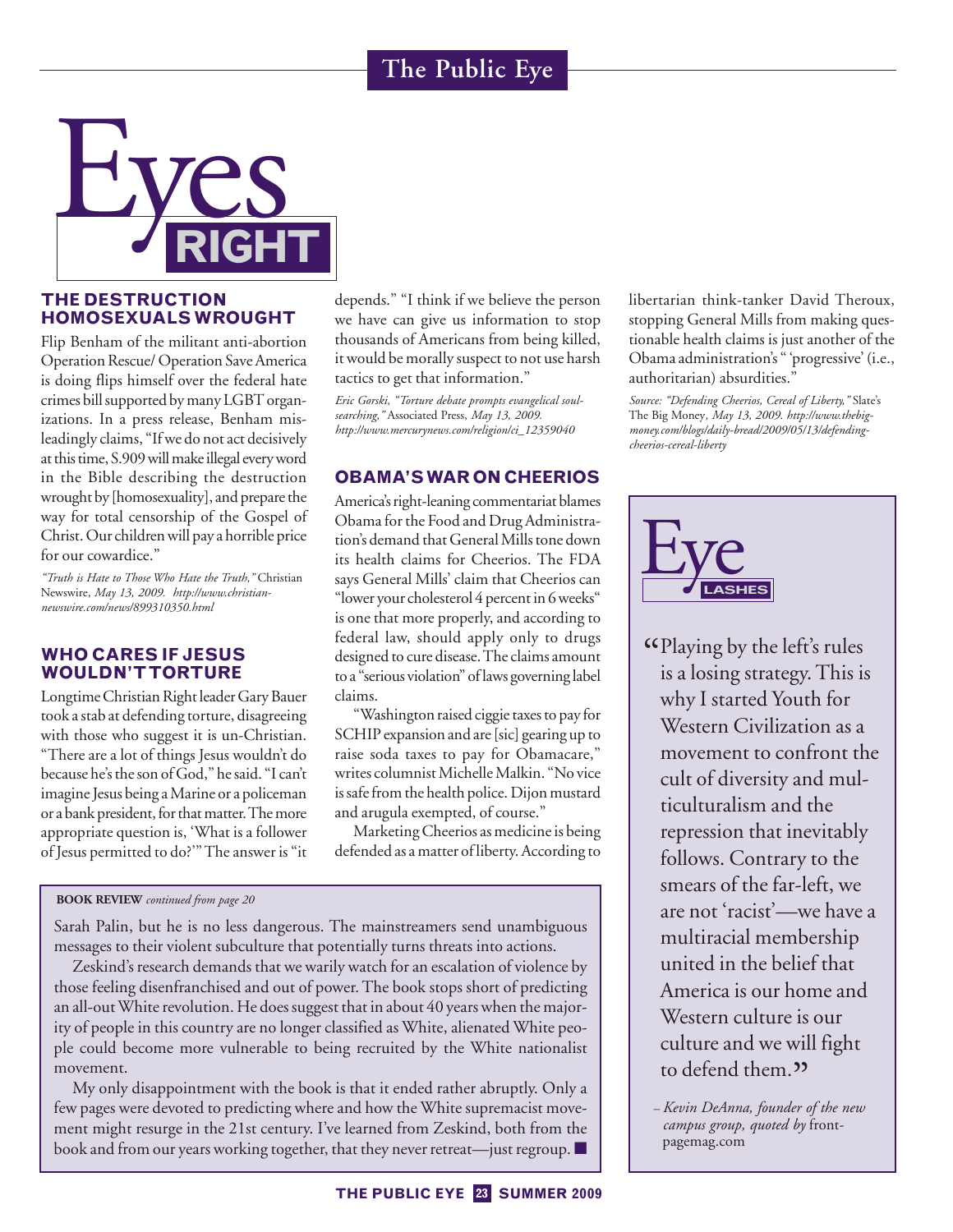# Eyes RIGHT

## THE DESTRUCTION HOMOSEXUALS WROUGHT

Flip Benham of the militant anti-abortion Operation Rescue/ Operation Save America is doing flips himself over the federal hate crimes bill supported by many LGBT organizations. In a press release, Benham misleadingly claims, "If we do not act decisively at this time, S.909 will make illegal every word in the Bible describing the destruction wrought by [homosexuality], and prepare the way for total censorship of the Gospel of Christ. Our children will pay a horrible price for our cowardice."

*"Truth is Hate to Those Who Hate the Truth,"* Christian Newswire, *May 13, 2009. http://www.christiannewswire.com/news/899310350.html*

## WHO CARES IF JESUS WOULDN'T TORTURE

Longtime Christian Right leader Gary Bauer took a stab at defending torture, disagreeing with those who suggest it is un-Christian. "There are a lot of things Jesus wouldn't do because he's the son of God," he said. "I can't imagine Jesus being a Marine or a policeman or a bank president, for that matter. The more appropriate question is, 'What is a follower of Jesus permitted to do?'" The answer is "it depends." "I think if we believe the person we have can give us information to stop thousands of Americans from being killed, it would be morally suspect to not use harsh tactics to get that information."

*Eric Gorski, "Torture debate prompts evangelical soul-searching,"* Associated Press, *May 13, 2009. http://www.mercurynews.com/religion/ci_12359040*

## OBAMA'S WAR ON CHEERIOS

America's right-leaning commentariat blames Obama for the Food and Drug Administration's demand that General Mills tone down its health claims for Cheerios. The FDA says General Mills' claim that Cheerios can "lower your cholesterol 4 percent in 6 weeks" is one that more properly, and according to federal law, should apply only to drugs designed to cure disease. The claims amount to a "serious violation" of laws governing label claims.

"Washington raised ciggie taxes to pay for SCHIP expansion and are [sic] gearing up to raise soda taxes to pay for Obamacare," writes columnist Michelle Malkin. "No vice is safe from the health police. Dijon mustard and arugula exempted, of course."

Marketing Cheerios as medicine is being defended as a matter of liberty. According to libertarian think-tanker David Theroux, stopping General Mills from making questionable health claims is just another of the Obama administration's "'progressive' (i.e., authoritarian) absurdities."

*Source: "Defending Cheerios, Cereal of Liberty,"* Slate's The Big Money*, May 13, 2009. http://www.thebigmoney.com/blogs/daily-bread/2009/05/13/defending-cheerios-cereal-liberty*

## Eye LASHES

"Playing by the left's rules is a losing strategy. This is why I started Youth for Western Civilization as a movement to confront the cult of diversity and multiculturalism and the repression that inevitably follows. Contrary to the smears of the far-left, we are not 'racist'—we have a multiracial membership united in the belief that America is our home and Western culture is our culture and we will fight to defend them."

– *Kevin DeAnna, founder of the new campus group, quoted by* frontpagemag.com

**BOOK REVIEW** *continued from page 20*

Sarah Palin, but he is no less dangerous. The mainstreamers send unambiguous messages to their violent subculture that potentially turns threats into actions.

Zeskind's research demands that we warily watch for an escalation of violence by those feeling disenfranchised and out of power. The book stops short of predicting an all-out White revolution. He does suggest that in about 40 years when the majority of people in this country are no longer classified as White, alienated White people could become more vulnerable to being recruited by the White nationalist movement.

My only disappointment with the book is that it ended rather abruptly. Only a few pages were devoted to predicting where and how the White supremacist movement might resurge in the 21st century. I've learned from Zeskind, both from the book and from our years working together, that they never retreat—just regroup. ■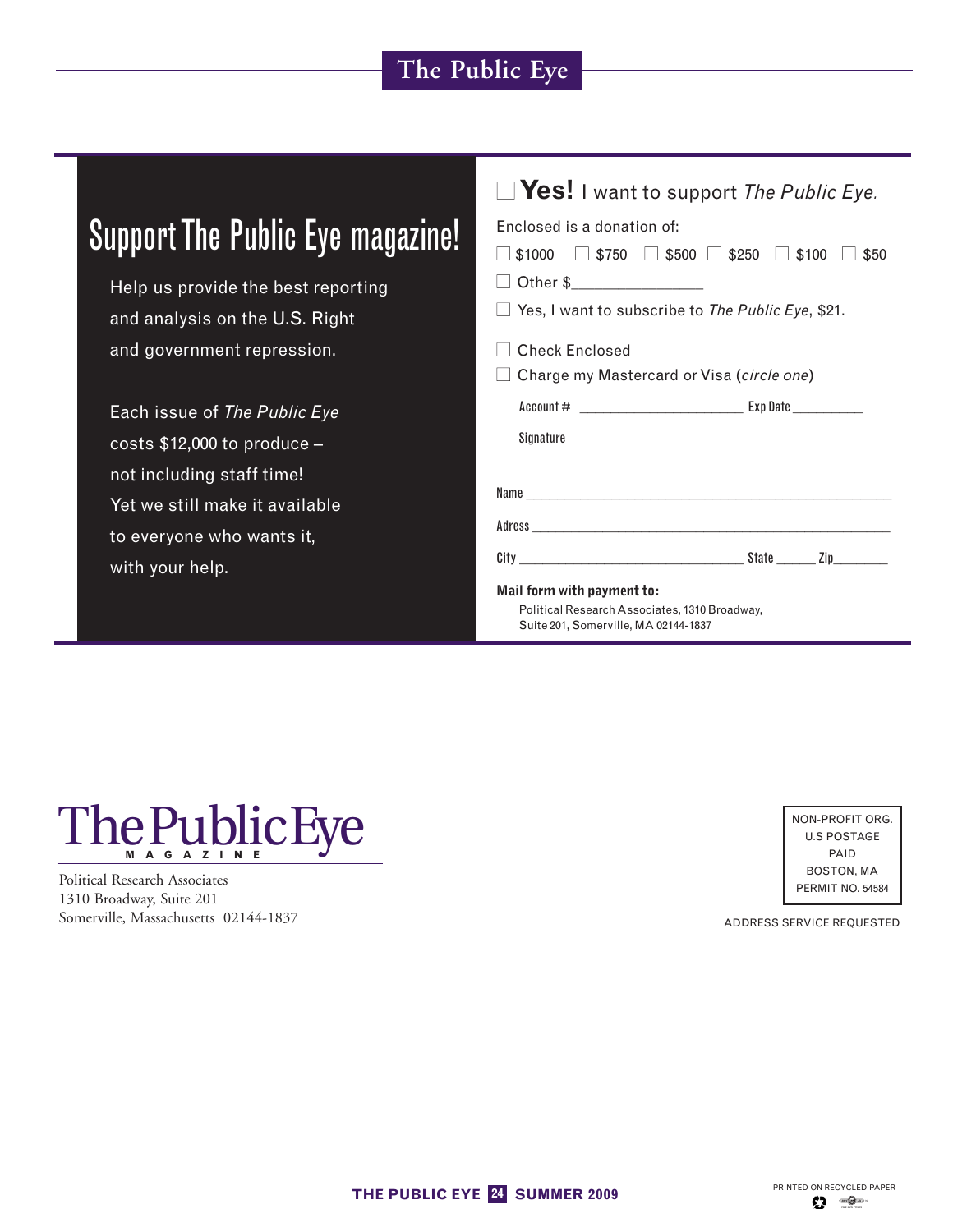# Support The Public Eye magazine!

Help us provide the best reporting and analysis on the U.S. Right and government repression.

Each issue of *The Public Eye* costs $12,000 to produce – not including staff time! Yet we still make it available to everyone who wants it, with your help.

☐ **Yes!** I want to support *The Public Eye.*

Enclosed is a donation of:

☐ $1000 ☐ $750 ☐ $500 ☐ $250 ☐ $100 ☐ $50

☐ Other $_______________

☐ Yes, I want to subscribe to *The Public Eye*, $21.

☐ Check Enclosed

☐ Charge my Mastercard or Visa (*circle one*)

Account # ______________________ Exp Date __________

Signature ________________________________________

Name ____________________________________________________

Adress ___________________________________________________

City _______________________________ State ______ Zip________

**Mail form with payment to:**

Political Research Associates, 1310 Broadway, Suite 201, Somerville, MA 02144-1837

The Public Eye MAGAZINE

Political Research Associates
1310 Broadway, Suite 201
Somerville, Massachusetts 02144-1837

NON-PROFIT ORG.
U.S POSTAGE
PAID
BOSTON, MA
PERMIT NO. 54584

ADDRESS SERVICE REQUESTED

PRINTED ON RECYCLED PAPER